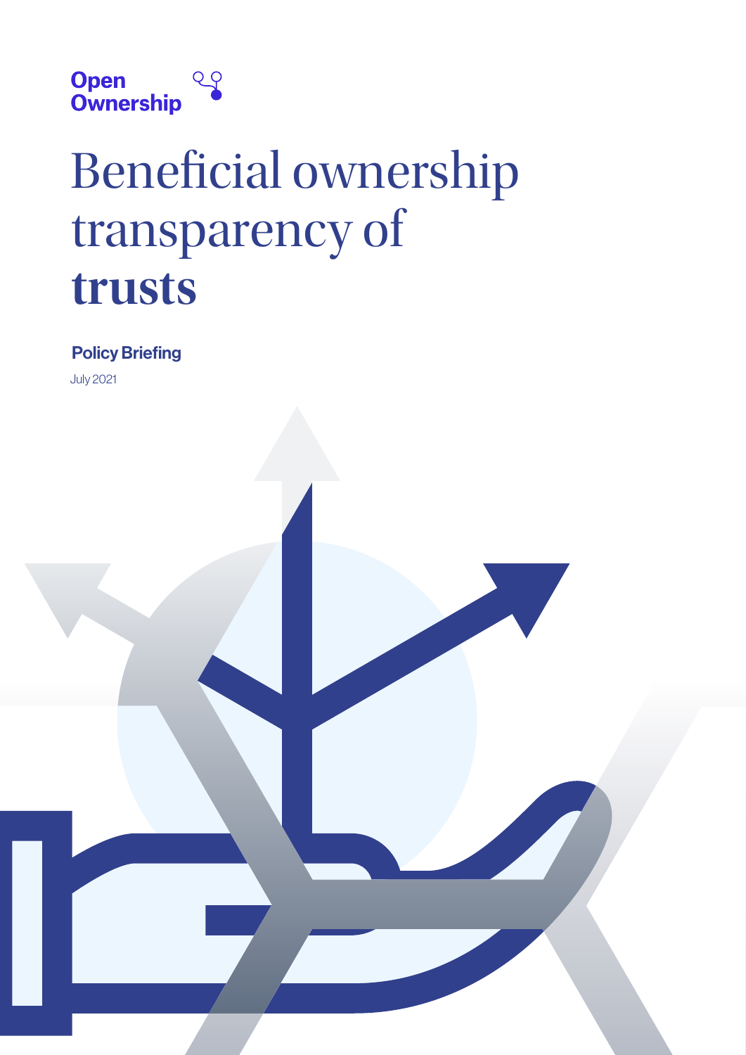Open Ownership

# Beneficial ownership transparency of **trusts**

**Policy Briefing**

July 2021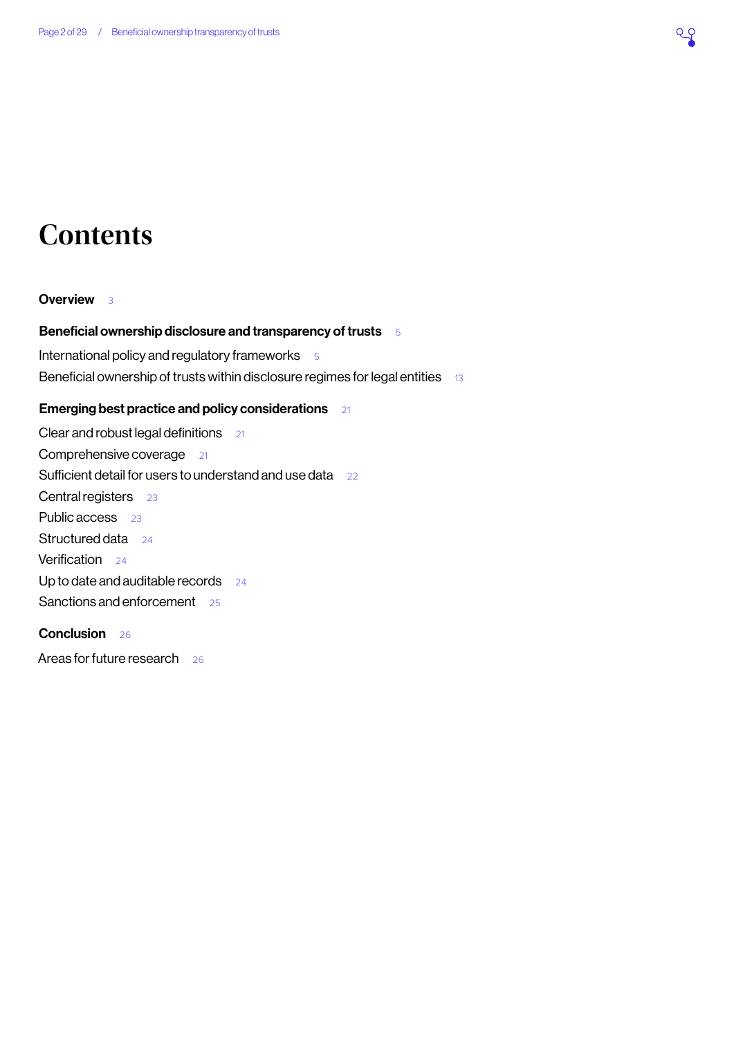# Contents

**Overview** 3

**Beneficial ownership disclosure and transparency of trusts** 5

International policy and regulatory frameworks 5

Beneficial ownership of trusts within disclosure regimes for legal entities 13

**Emerging best practice and policy considerations** 21

Clear and robust legal definitions 21

Comprehensive coverage 21

Sufficient detail for users to understand and use data 22

Central registers 23

Public access 23

Structured data 24

Verification 24

Up to date and auditable records 24

Sanctions and enforcement 25

**Conclusion** 26

Areas for future research 26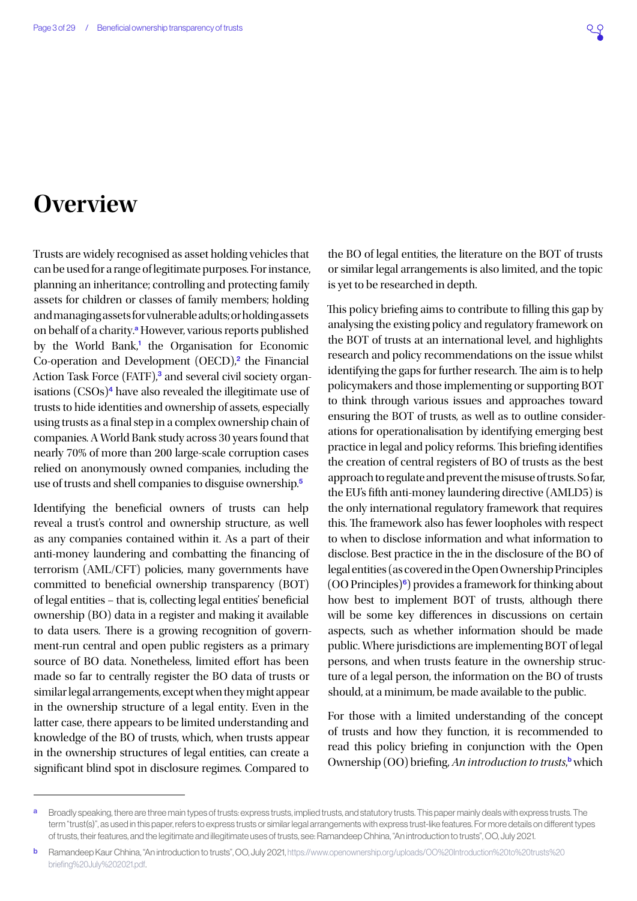# Overview

Trusts are widely recognised as asset holding vehicles that can be used for a range of legitimate purposes. For instance, planning an inheritance; controlling and protecting family assets for children or classes of family members; holding and managing assets for vulnerable adults; or holding assets on behalf of a charity.[a] However, various reports published by the World Bank,[1] the Organisation for Economic Co-operation and Development (OECD),[2] the Financial Action Task Force (FATF),[3] and several civil society organisations (CSOs)[4] have also revealed the illegitimate use of trusts to hide identities and ownership of assets, especially using trusts as a final step in a complex ownership chain of companies. A World Bank study across 30 years found that nearly 70% of more than 200 large-scale corruption cases relied on anonymously owned companies, including the use of trusts and shell companies to disguise ownership.[5]

Identifying the beneficial owners of trusts can help reveal a trust's control and ownership structure, as well as any companies contained within it. As a part of their anti-money laundering and combatting the financing of terrorism (AML/CFT) policies, many governments have committed to beneficial ownership transparency (BOT) of legal entities – that is, collecting legal entities' beneficial ownership (BO) data in a register and making it available to data users. There is a growing recognition of government-run central and open public registers as a primary source of BO data. Nonetheless, limited effort has been made so far to centrally register the BO data of trusts or similar legal arrangements, except when they might appear in the ownership structure of a legal entity. Even in the latter case, there appears to be limited understanding and knowledge of the BO of trusts, which, when trusts appear in the ownership structures of legal entities, can create a significant blind spot in disclosure regimes. Compared to the BO of legal entities, the literature on the BOT of trusts or similar legal arrangements is also limited, and the topic is yet to be researched in depth.

This policy briefing aims to contribute to filling this gap by analysing the existing policy and regulatory framework on the BOT of trusts at an international level, and highlights research and policy recommendations on the issue whilst identifying the gaps for further research. The aim is to help policymakers and those implementing or supporting BOT to think through various issues and approaches toward ensuring the BOT of trusts, as well as to outline considerations for operationalisation by identifying emerging best practice in legal and policy reforms. This briefing identifies the creation of central registers of BO of trusts as the best approach to regulate and prevent the misuse of trusts. So far, the EU's fifth anti-money laundering directive (AMLD5) is the only international regulatory framework that requires this. The framework also has fewer loopholes with respect to when to disclose information and what information to disclose. Best practice in the in the disclosure of the BO of legal entities (as covered in the Open Ownership Principles (OO Principles)[6]) provides a framework for thinking about how best to implement BOT of trusts, although there will be some key differences in discussions on certain aspects, such as whether information should be made public. Where jurisdictions are implementing BOT of legal persons, and when trusts feature in the ownership structure of a legal person, the information on the BO of trusts should, at a minimum, be made available to the public.

For those with a limited understanding of the concept of trusts and how they function, it is recommended to read this policy briefing in conjunction with the Open Ownership (OO) briefing, *An introduction to trusts*,[b] which

---

[a] Broadly speaking, there are three main types of trusts: express trusts, implied trusts, and statutory trusts. This paper mainly deals with express trusts. The term "trust(s)", as used in this paper, refers to express trusts or similar legal arrangements with express trust-like features. For more details on different types of trusts, their features, and the legitimate and illegitimate uses of trusts, see: Ramandeep Chhina, "An introduction to trusts", OO, July 2021.

[b] Ramandeep Kaur Chhina, "An introduction to trusts", OO, July 2021, https://www.openownership.org/uploads/OO%20Introduction%20to%20trusts%20briefing%20July%202021.pdf.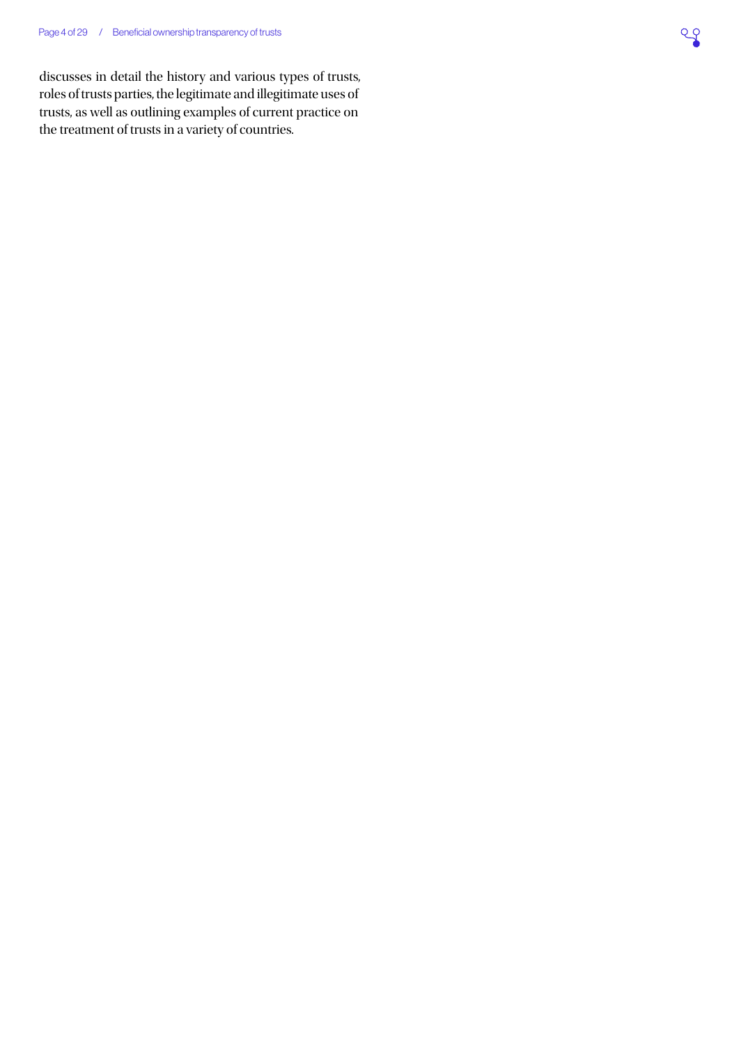discusses in detail the history and various types of trusts, roles of trusts parties, the legitimate and illegitimate uses of trusts, as well as outlining examples of current practice on the treatment of trusts in a variety of countries.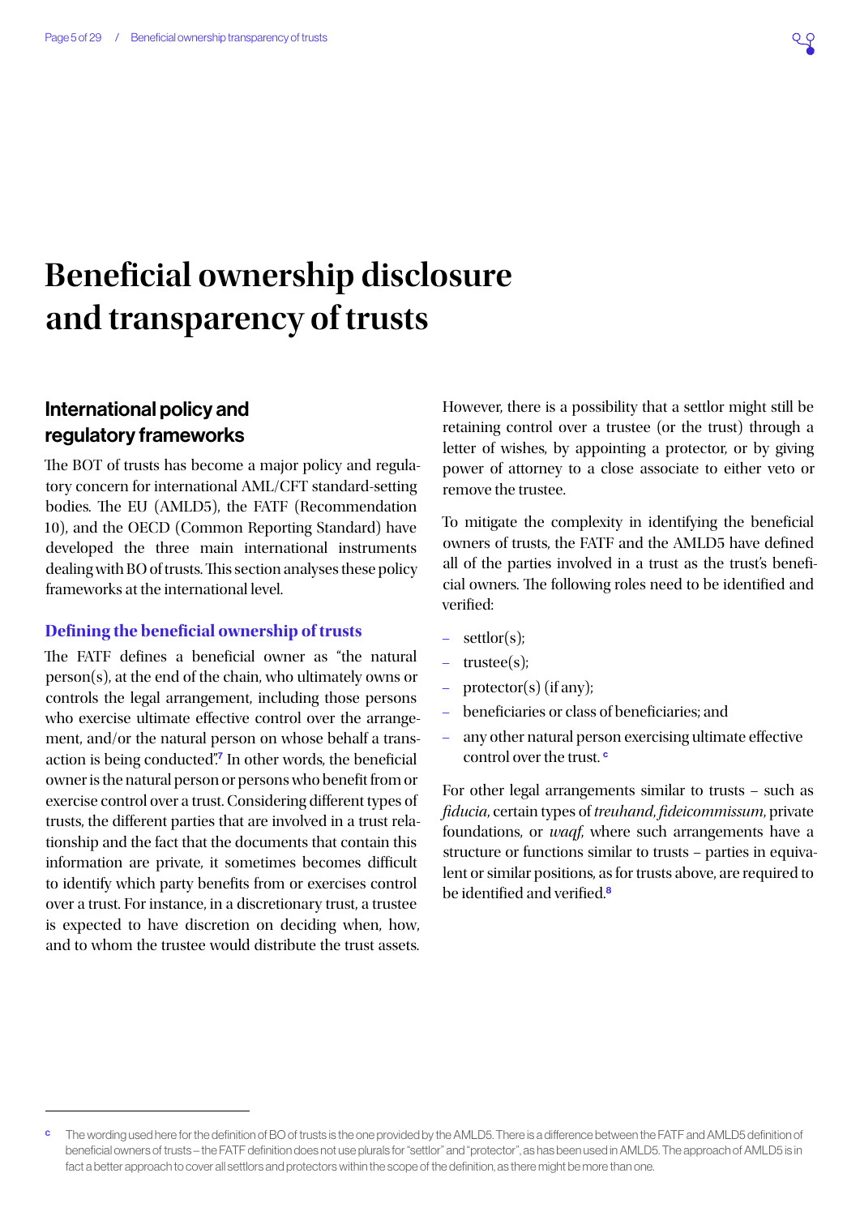# Beneficial ownership disclosure and transparency of trusts

## International policy and regulatory frameworks

The BOT of trusts has become a major policy and regulatory concern for international AML/CFT standard-setting bodies. The EU (AMLD5), the FATF (Recommendation 10), and the OECD (Common Reporting Standard) have developed the three main international instruments dealing with BO of trusts. This section analyses these policy frameworks at the international level.

### Defining the beneficial ownership of trusts

The FATF defines a beneficial owner as "the natural person(s), at the end of the chain, who ultimately owns or controls the legal arrangement, including those persons who exercise ultimate effective control over the arrangement, and/or the natural person on whose behalf a transaction is being conducted".[7] In other words, the beneficial owner is the natural person or persons who benefit from or exercise control over a trust. Considering different types of trusts, the different parties that are involved in a trust relationship and the fact that the documents that contain this information are private, it sometimes becomes difficult to identify which party benefits from or exercises control over a trust. For instance, in a discretionary trust, a trustee is expected to have discretion on deciding when, how, and to whom the trustee would distribute the trust assets.

However, there is a possibility that a settlor might still be retaining control over a trustee (or the trust) through a letter of wishes, by appointing a protector, or by giving power of attorney to a close associate to either veto or remove the trustee.

To mitigate the complexity in identifying the beneficial owners of trusts, the FATF and the AMLD5 have defined all of the parties involved in a trust as the trust's beneficial owners. The following roles need to be identified and verified:

- settlor(s);
- trustee(s);
- protector(s) (if any);
- beneficiaries or class of beneficiaries; and
- any other natural person exercising ultimate effective control over the trust. [c]

For other legal arrangements similar to trusts – such as *fiducia*, certain types of *treuhand*, *fideicommissum*, private foundations, or *waqf*, where such arrangements have a structure or functions similar to trusts – parties in equivalent or similar positions, as for trusts above, are required to be identified and verified.[8]

---

[c] The wording used here for the definition of BO of trusts is the one provided by the AMLD5. There is a difference between the FATF and AMLD5 definition of beneficial owners of trusts – the FATF definition does not use plurals for "settlor" and "protector", as has been used in AMLD5. The approach of AMLD5 is in fact a better approach to cover all settlors and protectors within the scope of the definition, as there might be more than one.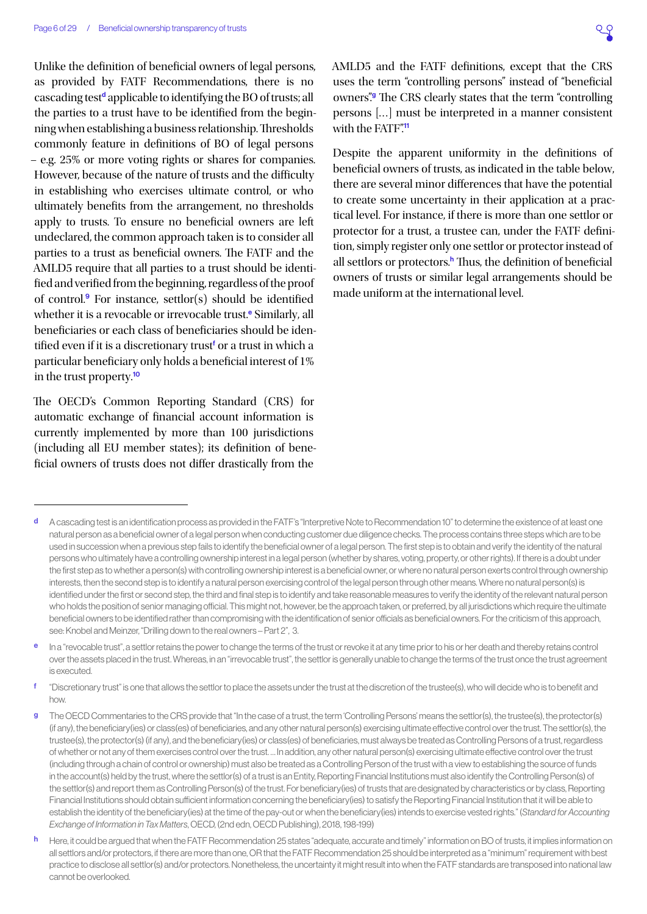Unlike the definition of beneficial owners of legal persons, as provided by FATF Recommendations, there is no cascading test[d] applicable to identifying the BO of trusts; all the parties to a trust have to be identified from the beginning when establishing a business relationship. Thresholds commonly feature in definitions of BO of legal persons – e.g. 25% or more voting rights or shares for companies. However, because of the nature of trusts and the difficulty in establishing who exercises ultimate control, or who ultimately benefits from the arrangement, no thresholds apply to trusts. To ensure no beneficial owners are left undeclared, the common approach taken is to consider all parties to a trust as beneficial owners. The FATF and the AMLD5 require that all parties to a trust should be identified and verified from the beginning, regardless of the proof of control.[9] For instance, settlor(s) should be identified whether it is a revocable or irrevocable trust.[e] Similarly, all beneficiaries or each class of beneficiaries should be identified even if it is a discretionary trust[f] or a trust in which a particular beneficiary only holds a beneficial interest of 1% in the trust property.[10]

The OECD's Common Reporting Standard (CRS) for automatic exchange of financial account information is currently implemented by more than 100 jurisdictions (including all EU member states); its definition of beneficial owners of trusts does not differ drastically from the AMLD5 and the FATF definitions, except that the CRS uses the term "controlling persons" instead of "beneficial owners".[g] The CRS clearly states that the term "controlling persons [...] must be interpreted in a manner consistent with the FATF".[11]

Despite the apparent uniformity in the definitions of beneficial owners of trusts, as indicated in the table below, there are several minor differences that have the potential to create some uncertainty in their application at a practical level. For instance, if there is more than one settlor or protector for a trust, a trustee can, under the FATF definition, simply register only one settlor or protector instead of all settlors or protectors.[h] Thus, the definition of beneficial owners of trusts or similar legal arrangements should be made uniform at the international level.

---

[d] A cascading test is an identification process as provided in the FATF's "Interpretive Note to Recommendation 10" to determine the existence of at least one natural person as a beneficial owner of a legal person when conducting customer due diligence checks. The process contains three steps which are to be used in succession when a previous step fails to identify the beneficial owner of a legal person. The first step is to obtain and verify the identity of the natural persons who ultimately have a controlling ownership interest in a legal person (whether by shares, voting, property, or other rights). If there is a doubt under the first step as to whether a person(s) with controlling ownership interest is a beneficial owner, or where no natural person exerts control through ownership interests, then the second step is to identify a natural person exercising control of the legal person through other means. Where no natural person(s) is identified under the first or second step, the third and final step is to identify and take reasonable measures to verify the identity of the relevant natural person who holds the position of senior managing official. This might not, however, be the approach taken, or preferred, by all jurisdictions which require the ultimate beneficial owners to be identified rather than compromising with the identification of senior officials as beneficial owners. For the criticism of this approach, see: Knobel and Meinzer, "Drilling down to the real owners – Part 2", 3.

[e] In a "revocable trust", a settlor retains the power to change the terms of the trust or revoke it at any time prior to his or her death and thereby retains control over the assets placed in the trust. Whereas, in an "irrevocable trust", the settlor is generally unable to change the terms of the trust once the trust agreement is executed.

[f] "Discretionary trust" is one that allows the settlor to place the assets under the trust at the discretion of the trustee(s), who will decide who is to benefit and how.

[g] The OECD Commentaries to the CRS provide that "In the case of a trust, the term 'Controlling Persons' means the settlor(s), the trustee(s), the protector(s) (if any), the beneficiary(ies) or class(es) of beneficiaries, and any other natural person(s) exercising ultimate effective control over the trust. The settlor(s), the trustee(s), the protector(s) (if any), and the beneficiary(ies) or class(es) of beneficiaries, must always be treated as Controlling Persons of a trust, regardless of whether or not any of them exercises control over the trust. ... In addition, any other natural person(s) exercising ultimate effective control over the trust (including through a chain of control or ownership) must also be treated as a Controlling Person of the trust with a view to establishing the source of funds in the account(s) held by the trust, where the settlor(s) of a trust is an Entity, Reporting Financial Institutions must also identify the Controlling Person(s) of the settlor(s) and report them as Controlling Person(s) of the trust. For beneficiary(ies) of trusts that are designated by characteristics or by class, Reporting Financial Institutions should obtain sufficient information concerning the beneficiary(ies) to satisfy the Reporting Financial Institution that it will be able to establish the identity of the beneficiary(ies) at the time of the pay-out or when the beneficiary(ies) intends to exercise vested rights." (*Standard for Accounting Exchange of Information in Tax Matters*, OECD, (2nd edn, OECD Publishing), 2018, 198-199)

[h] Here, it could be argued that when the FATF Recommendation 25 states "adequate, accurate and timely" information on BO of trusts, it implies information on all settlors and/or protectors, if there are more than one, OR that the FATF Recommendation 25 should be interpreted as a "minimum" requirement with best practice to disclose all settlor(s) and/or protectors. Nonetheless, the uncertainty it might result into when the FATF standards are transposed into national law cannot be overlooked.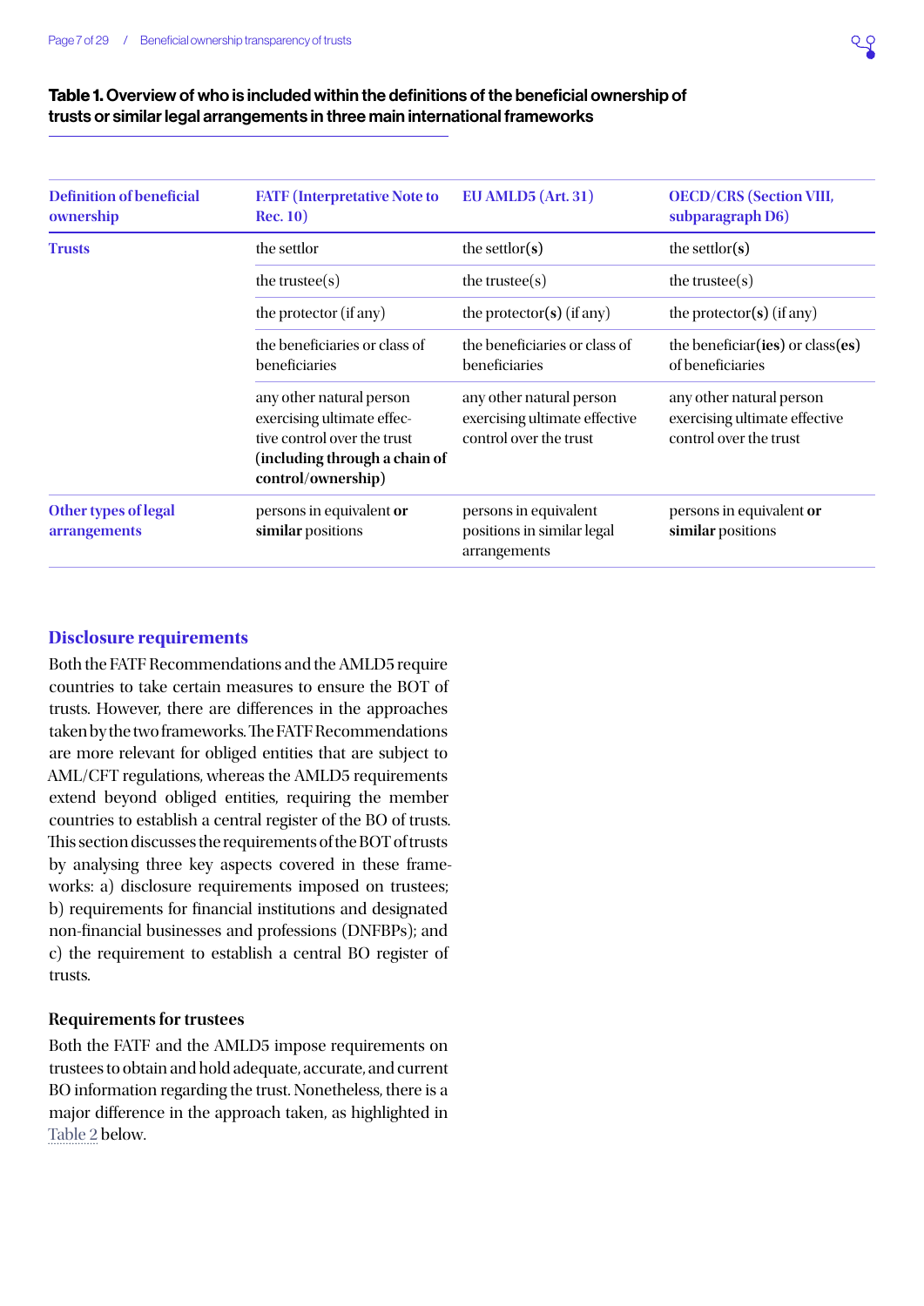**Table 1. Overview of who is included within the definitions of the beneficial ownership of trusts or similar legal arrangements in three main international frameworks**

| Definition of beneficial ownership | FATF (Interpretative Note to Rec. 10) | EU AMLD5 (Art. 31) | OECD/CRS (Section VIII, subparagraph D6) |
|---|---|---|---|
| **Trusts** | the settlor | the settlor**(s)** | the settlor**(s)** |
| | the trustee(s) | the trustee(s) | the trustee(s) |
| | the protector (if any) | the protector**(s)** (if any) | the protector**(s)** (if any) |
| | the beneficiaries or class of beneficiaries | the beneficiaries or class of beneficiaries | the beneficiar**(ies)** or class**(es)** of beneficiaries |
| | any other natural person exercising ultimate effective control over the trust **(including through a chain of control/ownership)** | any other natural person exercising ultimate effective control over the trust | any other natural person exercising ultimate effective control over the trust |
| **Other types of legal arrangements** | persons in equivalent **or similar** positions | persons in equivalent positions in similar legal arrangements | persons in equivalent **or similar** positions |

## Disclosure requirements

Both the FATF Recommendations and the AMLD5 require countries to take certain measures to ensure the BOT of trusts. However, there are differences in the approaches taken by the two frameworks. The FATF Recommendations are more relevant for obliged entities that are subject to AML/CFT regulations, whereas the AMLD5 requirements extend beyond obliged entities, requiring the member countries to establish a central register of the BO of trusts. This section discusses the requirements of the BOT of trusts by analysing three key aspects covered in these frameworks: a) disclosure requirements imposed on trustees; b) requirements for financial institutions and designated non-financial businesses and professions (DNFBPs); and c) the requirement to establish a central BO register of trusts.

### Requirements for trustees

Both the FATF and the AMLD5 impose requirements on trustees to obtain and hold adequate, accurate, and current BO information regarding the trust. Nonetheless, there is a major difference in the approach taken, as highlighted in Table 2 below.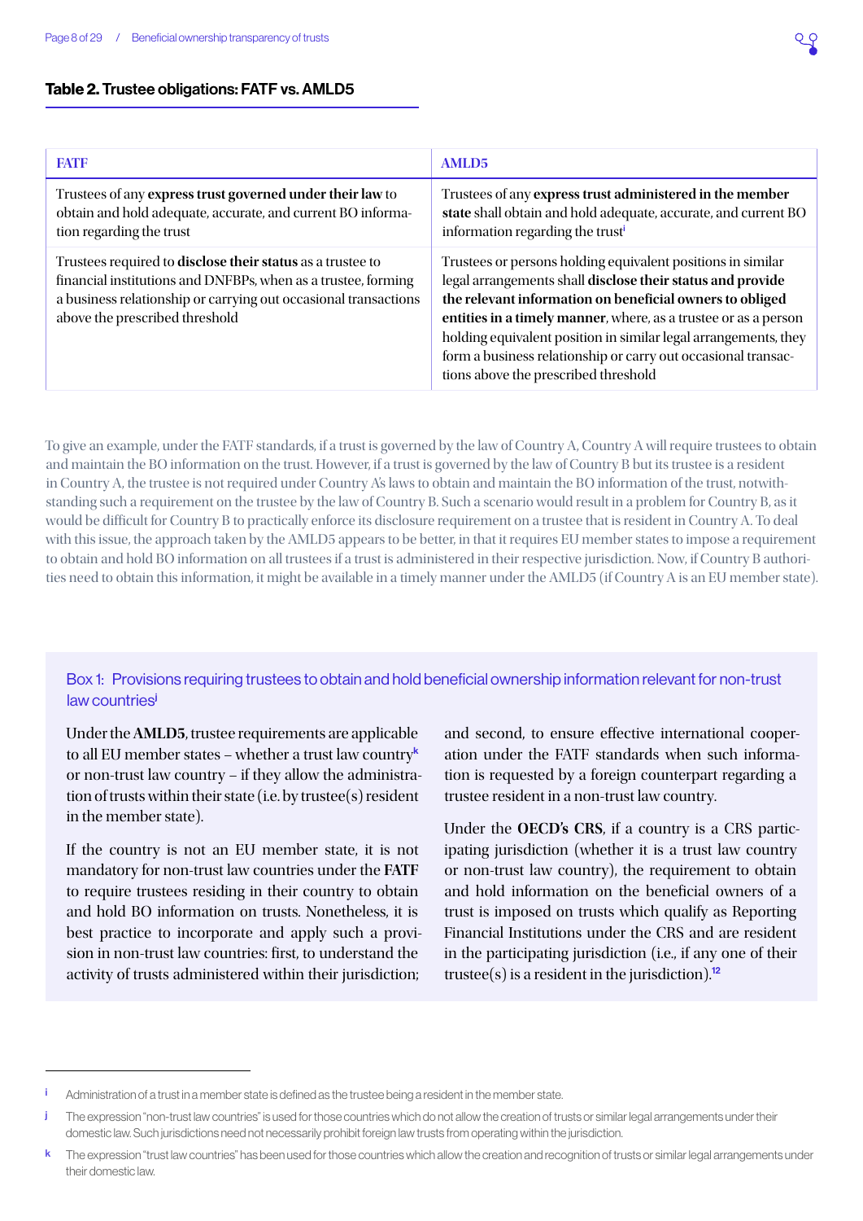### Table 2. Trustee obligations: FATF vs. AMLD5

| FATF | AMLD5 |
|---|---|
| Trustees of any **express trust governed under their law** to obtain and hold adequate, accurate, and current BO information regarding the trust | Trustees of any **express trust administered in the member state** shall obtain and hold adequate, accurate, and current BO information regarding the trust[i] |
| Trustees required to **disclose their status** as a trustee to financial institutions and DNFBPs, when as a trustee, forming a business relationship or carrying out occasional transactions above the prescribed threshold | Trustees or persons holding equivalent positions in similar legal arrangements shall **disclose their status and provide the relevant information on beneficial owners to obliged entities in a timely manner**, where, as a trustee or as a person holding equivalent position in similar legal arrangements, they form a business relationship or carry out occasional transactions above the prescribed threshold |

To give an example, under the FATF standards, if a trust is governed by the law of Country A, Country A will require trustees to obtain and maintain the BO information on the trust. However, if a trust is governed by the law of Country B but its trustee is a resident in Country A, the trustee is not required under Country A's laws to obtain and maintain the BO information of the trust, notwithstanding such a requirement on the trustee by the law of Country B. Such a scenario would result in a problem for Country B, as it would be difficult for Country B to practically enforce its disclosure requirement on a trustee that is resident in Country A. To deal with this issue, the approach taken by the AMLD5 appears to be better, in that it requires EU member states to impose a requirement to obtain and hold BO information on all trustees if a trust is administered in their respective jurisdiction. Now, if Country B authorities need to obtain this information, it might be available in a timely manner under the AMLD5 (if Country A is an EU member state).

### Box 1: Provisions requiring trustees to obtain and hold beneficial ownership information relevant for non-trust law countries[j]

Under the **AMLD5**, trustee requirements are applicable to all EU member states – whether a trust law country[k] or non-trust law country – if they allow the administration of trusts within their state (i.e. by trustee(s) resident in the member state).

If the country is not an EU member state, it is not mandatory for non-trust law countries under the **FATF** to require trustees residing in their country to obtain and hold BO information on trusts. Nonetheless, it is best practice to incorporate and apply such a provision in non-trust law countries: first, to understand the activity of trusts administered within their jurisdiction; and second, to ensure effective international cooperation under the FATF standards when such information is requested by a foreign counterpart regarding a trustee resident in a non-trust law country.

Under the **OECD's CRS**, if a country is a CRS participating jurisdiction (whether it is a trust law country or non-trust law country), the requirement to obtain and hold information on the beneficial owners of a trust is imposed on trusts which qualify as Reporting Financial Institutions under the CRS and are resident in the participating jurisdiction (i.e., if any one of their trustee(s) is a resident in the jurisdiction).[12]

---

i Administration of a trust in a member state is defined as the trustee being a resident in the member state.

j The expression "non-trust law countries" is used for those countries which do not allow the creation of trusts or similar legal arrangements under their domestic law. Such jurisdictions need not necessarily prohibit foreign law trusts from operating within the jurisdiction.

k The expression "trust law countries" has been used for those countries which allow the creation and recognition of trusts or similar legal arrangements under their domestic law.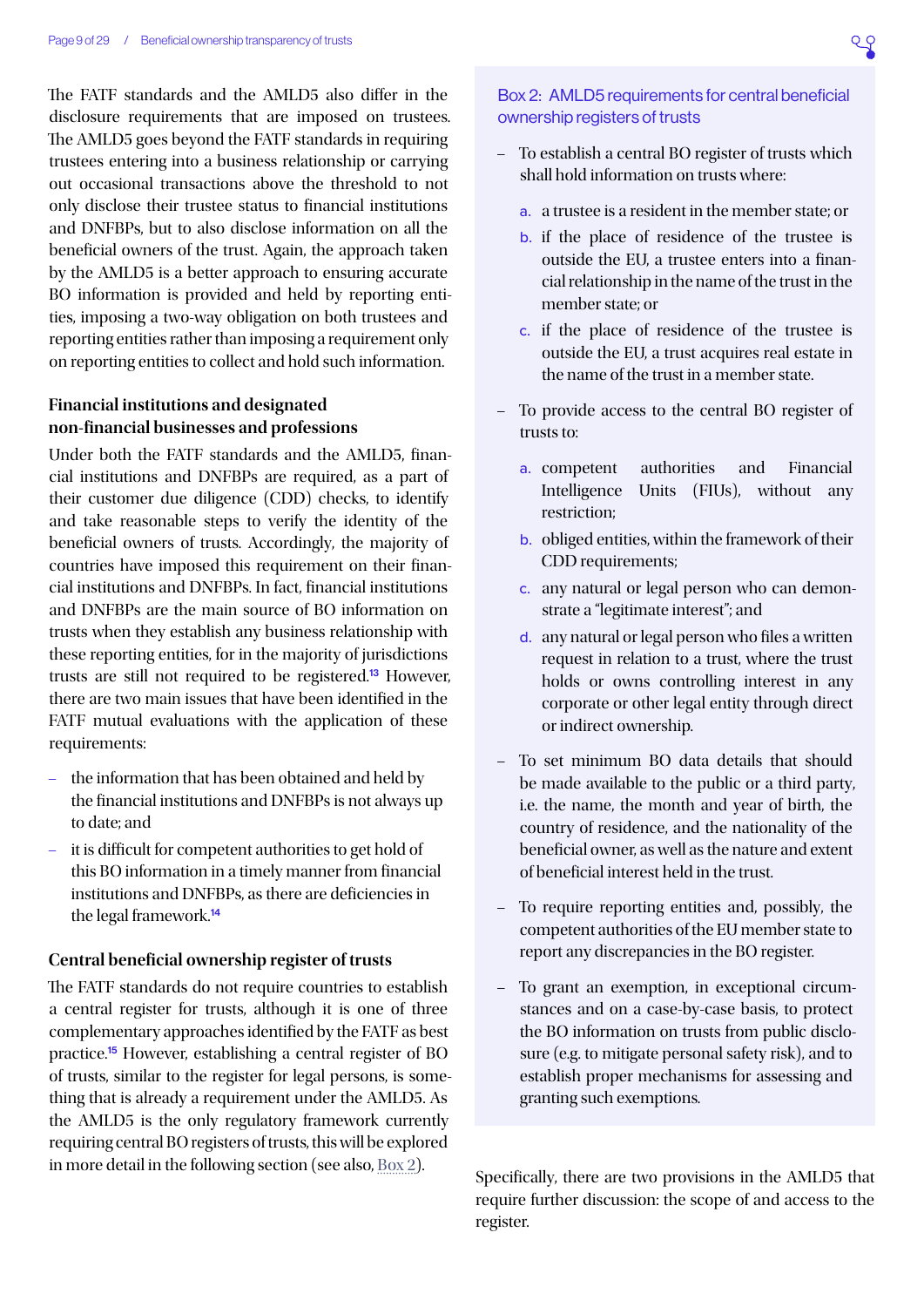The FATF standards and the AMLD5 also differ in the disclosure requirements that are imposed on trustees. The AMLD5 goes beyond the FATF standards in requiring trustees entering into a business relationship or carrying out occasional transactions above the threshold to not only disclose their trustee status to financial institutions and DNFBPs, but to also disclose information on all the beneficial owners of the trust. Again, the approach taken by the AMLD5 is a better approach to ensuring accurate BO information is provided and held by reporting entities, imposing a two-way obligation on both trustees and reporting entities rather than imposing a requirement only on reporting entities to collect and hold such information.

### Financial institutions and designated non-financial businesses and professions

Under both the FATF standards and the AMLD5, financial institutions and DNFBPs are required, as a part of their customer due diligence (CDD) checks, to identify and take reasonable steps to verify the identity of the beneficial owners of trusts. Accordingly, the majority of countries have imposed this requirement on their financial institutions and DNFBPs. In fact, financial institutions and DNFBPs are the main source of BO information on trusts when they establish any business relationship with these reporting entities, for in the majority of jurisdictions trusts are still not required to be registered.[13] However, there are two main issues that have been identified in the FATF mutual evaluations with the application of these requirements:

- the information that has been obtained and held by the financial institutions and DNFBPs is not always up to date; and
- it is difficult for competent authorities to get hold of this BO information in a timely manner from financial institutions and DNFBPs, as there are deficiencies in the legal framework.[14]

### Central beneficial ownership register of trusts

The FATF standards do not require countries to establish a central register for trusts, although it is one of three complementary approaches identified by the FATF as best practice.[15] However, establishing a central register of BO of trusts, similar to the register for legal persons, is something that is already a requirement under the AMLD5. As the AMLD5 is the only regulatory framework currently requiring central BO registers of trusts, this will be explored in more detail in the following section (see also, Box 2).

> **Box 2: AMLD5 requirements for central beneficial ownership registers of trusts**
>
> - To establish a central BO register of trusts which shall hold information on trusts where:
>   a. a trustee is a resident in the member state; or
>   b. if the place of residence of the trustee is outside the EU, a trustee enters into a financial relationship in the name of the trust in the member state; or
>   c. if the place of residence of the trustee is outside the EU, a trust acquires real estate in the name of the trust in a member state.
> - To provide access to the central BO register of trusts to:
>   a. competent authorities and Financial Intelligence Units (FIUs), without any restriction;
>   b. obliged entities, within the framework of their CDD requirements;
>   c. any natural or legal person who can demonstrate a "legitimate interest"; and
>   d. any natural or legal person who files a written request in relation to a trust, where the trust holds or owns controlling interest in any corporate or other legal entity through direct or indirect ownership.
> - To set minimum BO data details that should be made available to the public or a third party, i.e. the name, the month and year of birth, the country of residence, and the nationality of the beneficial owner, as well as the nature and extent of beneficial interest held in the trust.
> - To require reporting entities and, possibly, the competent authorities of the EU member state to report any discrepancies in the BO register.
> - To grant an exemption, in exceptional circumstances and on a case-by-case basis, to protect the BO information on trusts from public disclosure (e.g. to mitigate personal safety risk), and to establish proper mechanisms for assessing and granting such exemptions.

Specifically, there are two provisions in the AMLD5 that require further discussion: the scope of and access to the register.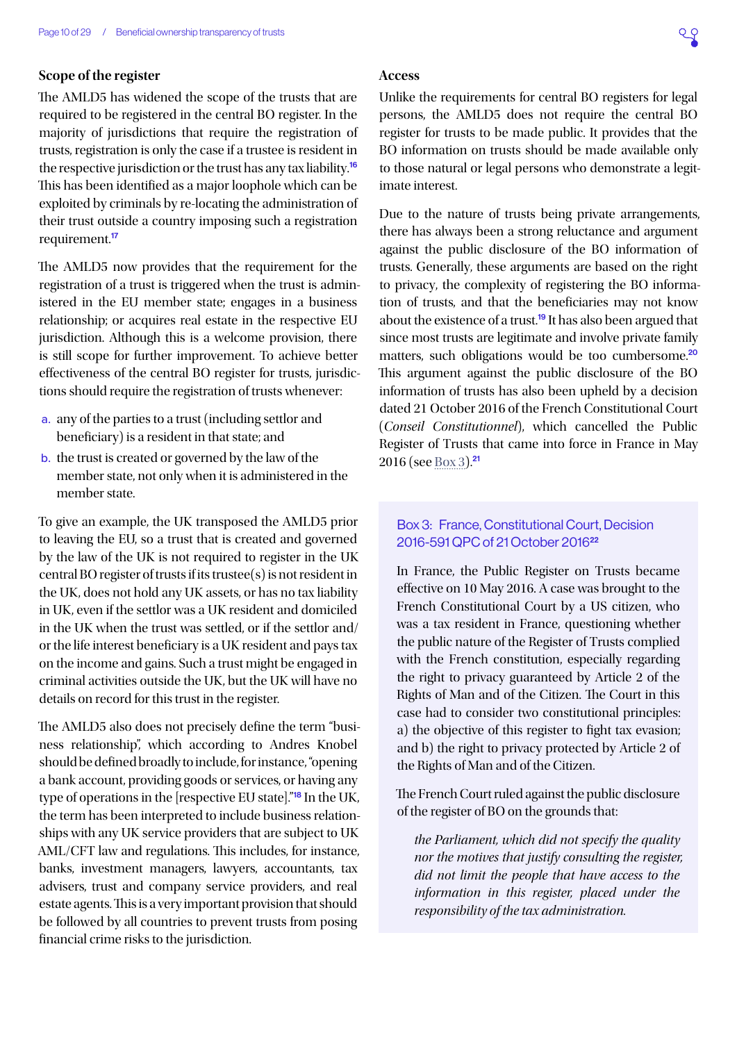### Scope of the register

The AMLD5 has widened the scope of the trusts that are required to be registered in the central BO register. In the majority of jurisdictions that require the registration of trusts, registration is only the case if a trustee is resident in the respective jurisdiction or the trust has any tax liability.[16] This has been identified as a major loophole which can be exploited by criminals by re-locating the administration of their trust outside a country imposing such a registration requirement.[17]

The AMLD5 now provides that the requirement for the registration of a trust is triggered when the trust is administered in the EU member state; engages in a business relationship; or acquires real estate in the respective EU jurisdiction. Although this is a welcome provision, there is still scope for further improvement. To achieve better effectiveness of the central BO register for trusts, jurisdictions should require the registration of trusts whenever:

a. any of the parties to a trust (including settlor and beneficiary) is a resident in that state; and
b. the trust is created or governed by the law of the member state, not only when it is administered in the member state.

To give an example, the UK transposed the AMLD5 prior to leaving the EU, so a trust that is created and governed by the law of the UK is not required to register in the UK central BO register of trusts if its trustee(s) is not resident in the UK, does not hold any UK assets, or has no tax liability in UK, even if the settlor was a UK resident and domiciled in the UK when the trust was settled, or if the settlor and/or the life interest beneficiary is a UK resident and pays tax on the income and gains. Such a trust might be engaged in criminal activities outside the UK, but the UK will have no details on record for this trust in the register.

The AMLD5 also does not precisely define the term "business relationship", which according to Andres Knobel should be defined broadly to include, for instance, "opening a bank account, providing goods or services, or having any type of operations in the [respective EU state]."[18] In the UK, the term has been interpreted to include business relationships with any UK service providers that are subject to UK AML/CFT law and regulations. This includes, for instance, banks, investment managers, lawyers, accountants, tax advisers, trust and company service providers, and real estate agents. This is a very important provision that should be followed by all countries to prevent trusts from posing financial crime risks to the jurisdiction.

### Access

Unlike the requirements for central BO registers for legal persons, the AMLD5 does not require the central BO register for trusts to be made public. It provides that the BO information on trusts should be made available only to those natural or legal persons who demonstrate a legitimate interest.

Due to the nature of trusts being private arrangements, there has always been a strong reluctance and argument against the public disclosure of the BO information of trusts. Generally, these arguments are based on the right to privacy, the complexity of registering the BO information of trusts, and that the beneficiaries may not know about the existence of a trust.[19] It has also been argued that since most trusts are legitimate and involve private family matters, such obligations would be too cumbersome.[20] This argument against the public disclosure of the BO information of trusts has also been upheld by a decision dated 21 October 2016 of the French Constitutional Court (*Conseil Constitutionnel*), which cancelled the Public Register of Trusts that came into force in France in May 2016 (see Box 3).[21]

#### Box 3: France, Constitutional Court, Decision 2016-591 QPC of 21 October 2016[22]

In France, the Public Register on Trusts became effective on 10 May 2016. A case was brought to the French Constitutional Court by a US citizen, who was a tax resident in France, questioning whether the public nature of the Register of Trusts complied with the French constitution, especially regarding the right to privacy guaranteed by Article 2 of the Rights of Man and of the Citizen. The Court in this case had to consider two constitutional principles: a) the objective of this register to fight tax evasion; and b) the right to privacy protected by Article 2 of the Rights of Man and of the Citizen.

The French Court ruled against the public disclosure of the register of BO on the grounds that:

> *the Parliament, which did not specify the quality nor the motives that justify consulting the register, did not limit the people that have access to the information in this register, placed under the responsibility of the tax administration.*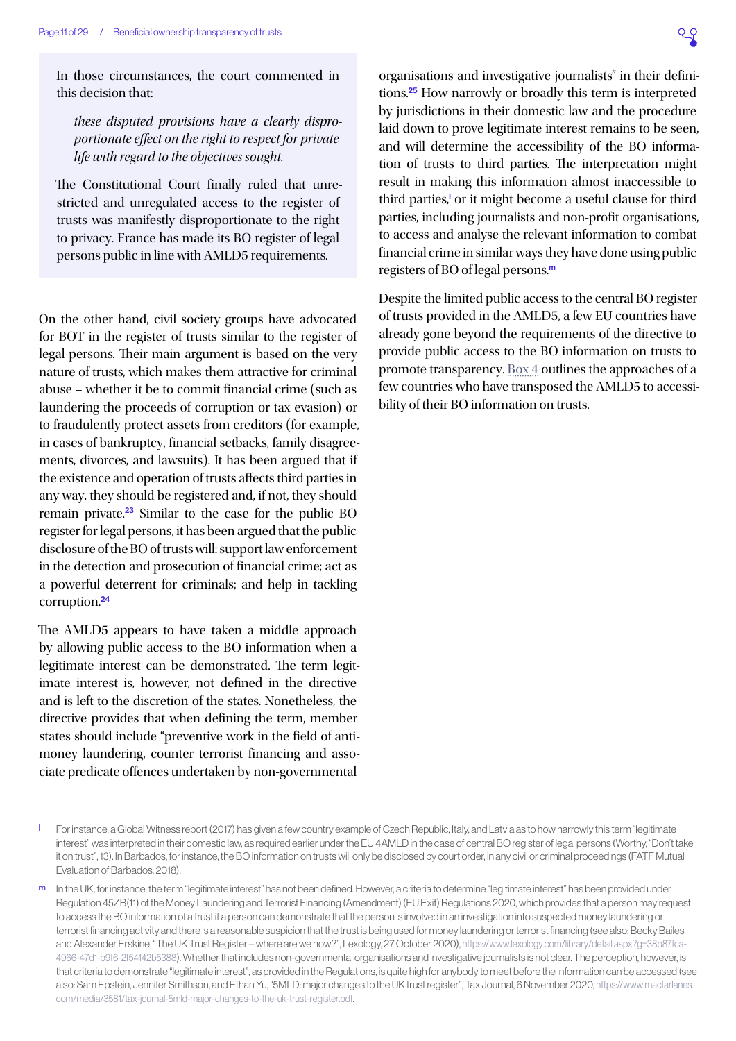In those circumstances, the court commented in this decision that:

> *these disputed provisions have a clearly disproportionate effect on the right to respect for private life with regard to the objectives sought.*

The Constitutional Court finally ruled that unrestricted and unregulated access to the register of trusts was manifestly disproportionate to the right to privacy. France has made its BO register of legal persons public in line with AMLD5 requirements.

On the other hand, civil society groups have advocated for BOT in the register of trusts similar to the register of legal persons. Their main argument is based on the very nature of trusts, which makes them attractive for criminal abuse – whether it be to commit financial crime (such as laundering the proceeds of corruption or tax evasion) or to fraudulently protect assets from creditors (for example, in cases of bankruptcy, financial setbacks, family disagreements, divorces, and lawsuits). It has been argued that if the existence and operation of trusts affects third parties in any way, they should be registered and, if not, they should remain private.[23] Similar to the case for the public BO register for legal persons, it has been argued that the public disclosure of the BO of trusts will: support law enforcement in the detection and prosecution of financial crime; act as a powerful deterrent for criminals; and help in tackling corruption.[24]

The AMLD5 appears to have taken a middle approach by allowing public access to the BO information when a legitimate interest can be demonstrated. The term legitimate interest is, however, not defined in the directive and is left to the discretion of the states. Nonetheless, the directive provides that when defining the term, member states should include "preventive work in the field of anti-money laundering, counter terrorist financing and associate predicate offences undertaken by non-governmental organisations and investigative journalists" in their definitions.[25] How narrowly or broadly this term is interpreted by jurisdictions in their domestic law and the procedure laid down to prove legitimate interest remains to be seen, and will determine the accessibility of the BO information of trusts to third parties. The interpretation might result in making this information almost inaccessible to third parties,[l] or it might become a useful clause for third parties, including journalists and non-profit organisations, to access and analyse the relevant information to combat financial crime in similar ways they have done using public registers of BO of legal persons.[m]

Despite the limited public access to the central BO register of trusts provided in the AMLD5, a few EU countries have already gone beyond the requirements of the directive to provide public access to the BO information on trusts to promote transparency. Box 4 outlines the approaches of a few countries who have transposed the AMLD5 to accessibility of their BO information on trusts.

---

[l] For instance, a Global Witness report (2017) has given a few country example of Czech Republic, Italy, and Latvia as to how narrowly this term "legitimate interest" was interpreted in their domestic law, as required earlier under the EU 4AMLD in the case of central BO register of legal persons (Worthy, "Don't take it on trust", 13). In Barbados, for instance, the BO information on trusts will only be disclosed by court order, in any civil or criminal proceedings (FATF Mutual Evaluation of Barbados, 2018).

[m] In the UK, for instance, the term "legitimate interest" has not been defined. However, a criteria to determine "legitimate interest" has been provided under Regulation 45ZB(11) of the Money Laundering and Terrorist Financing (Amendment) (EU Exit) Regulations 2020, which provides that a person may request to access the BO information of a trust if a person can demonstrate that the person is involved in an investigation into suspected money laundering or terrorist financing activity and there is a reasonable suspicion that the trust is being used for money laundering or terrorist financing (see also: Becky Bailes and Alexander Erskine, "The UK Trust Register – where are we now?", Lexology, 27 October 2020), https://www.lexology.com/library/detail.aspx?g=38b87fca-4966-47d1-b9f6-2f54142b5388). Whether that includes non-governmental organisations and investigative journalists is not clear. The perception, however, is that criteria to demonstrate "legitimate interest", as provided in the Regulations, is quite high for anybody to meet before the information can be accessed (see also: Sam Epstein, Jennifer Smithson, and Ethan Yu, "5MLD: major changes to the UK trust register", Tax Journal, 6 November 2020, https://www.macfarlanes.com/media/3581/tax-journal-5mld-major-changes-to-the-uk-trust-register.pdf.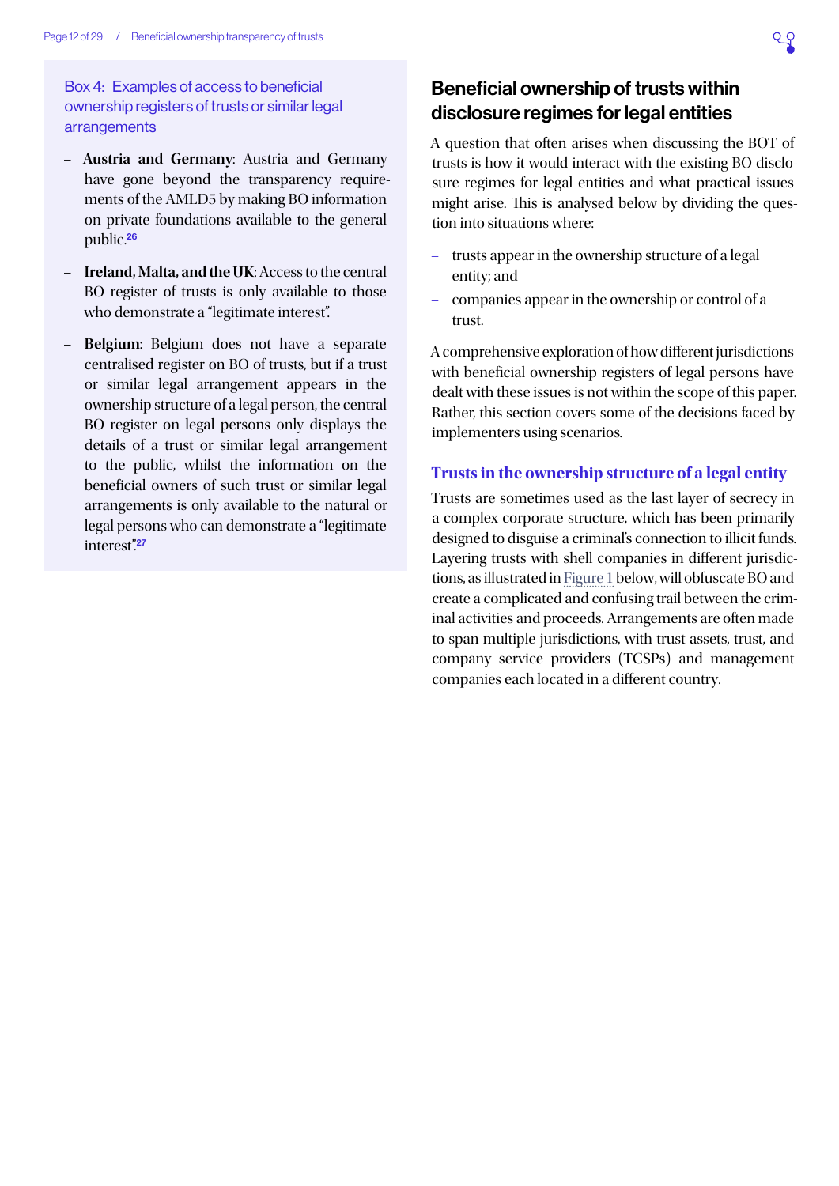### Box 4: Examples of access to beneficial ownership registers of trusts or similar legal arrangements

- **Austria and Germany**: Austria and Germany have gone beyond the transparency requirements of the AMLD5 by making BO information on private foundations available to the general public.[26]
- **Ireland, Malta, and the UK**: Access to the central BO register of trusts is only available to those who demonstrate a "legitimate interest".
- **Belgium**: Belgium does not have a separate centralised register on BO of trusts, but if a trust or similar legal arrangement appears in the ownership structure of a legal person, the central BO register on legal persons only displays the details of a trust or similar legal arrangement to the public, whilst the information on the beneficial owners of such trust or similar legal arrangements is only available to the natural or legal persons who can demonstrate a "legitimate interest".[27]

## Beneficial ownership of trusts within disclosure regimes for legal entities

A question that often arises when discussing the BOT of trusts is how it would interact with the existing BO disclosure regimes for legal entities and what practical issues might arise. This is analysed below by dividing the question into situations where:

- trusts appear in the ownership structure of a legal entity; and
- companies appear in the ownership or control of a trust.

A comprehensive exploration of how different jurisdictions with beneficial ownership registers of legal persons have dealt with these issues is not within the scope of this paper. Rather, this section covers some of the decisions faced by implementers using scenarios.

### Trusts in the ownership structure of a legal entity

Trusts are sometimes used as the last layer of secrecy in a complex corporate structure, which has been primarily designed to disguise a criminal's connection to illicit funds. Layering trusts with shell companies in different jurisdictions, as illustrated in Figure 1 below, will obfuscate BO and create a complicated and confusing trail between the criminal activities and proceeds. Arrangements are often made to span multiple jurisdictions, with trust assets, trust, and company service providers (TCSPs) and management companies each located in a different country.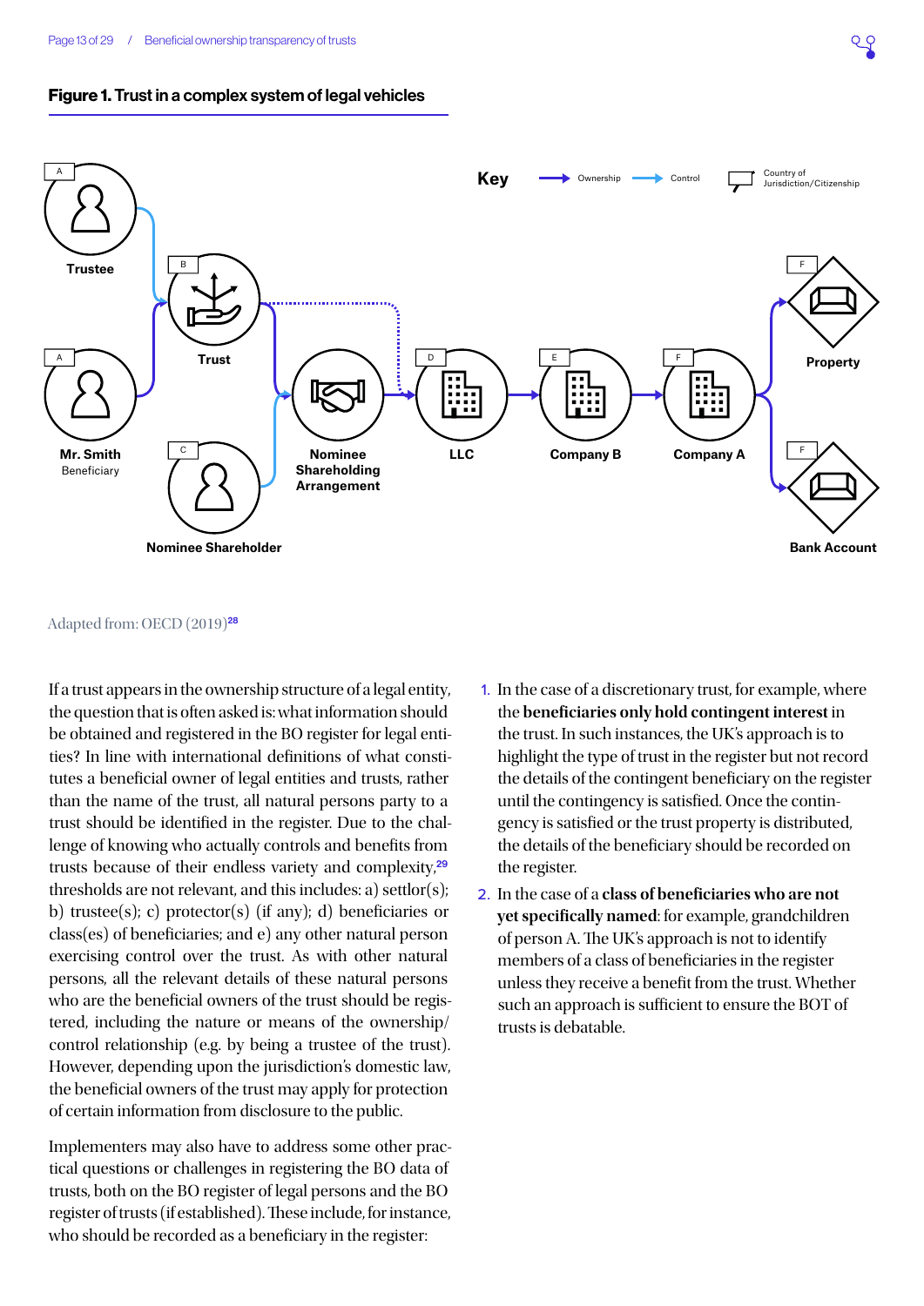**Figure 1. Trust in a complex system of legal vehicles**

Key: Ownership, Control, Country of Jurisdiction/Citizenship

A Trustee; B Trust; A Mr. Smith Beneficiary; C Nominee Shareholder; Nominee Shareholding Arrangement; D LLC; E Company B; F Company A; F Property; F Bank Account

Adapted from: OECD (2019)[28]

If a trust appears in the ownership structure of a legal entity, the question that is often asked is: what information should be obtained and registered in the BO register for legal entities? In line with international definitions of what constitutes a beneficial owner of legal entities and trusts, rather than the name of the trust, all natural persons party to a trust should be identified in the register. Due to the challenge of knowing who actually controls and benefits from trusts because of their endless variety and complexity,[29] thresholds are not relevant, and this includes: a) settlor(s); b) trustee(s); c) protector(s) (if any); d) beneficiaries or class(es) of beneficiaries; and e) any other natural person exercising control over the trust. As with other natural persons, all the relevant details of these natural persons who are the beneficial owners of the trust should be registered, including the nature or means of the ownership/control relationship (e.g. by being a trustee of the trust). However, depending upon the jurisdiction's domestic law, the beneficial owners of the trust may apply for protection of certain information from disclosure to the public.

Implementers may also have to address some other practical questions or challenges in registering the BO data of trusts, both on the BO register of legal persons and the BO register of trusts (if established). These include, for instance, who should be recorded as a beneficiary in the register:

1. In the case of a discretionary trust, for example, where the **beneficiaries only hold contingent interest** in the trust. In such instances, the UK's approach is to highlight the type of trust in the register but not record the details of the contingent beneficiary on the register until the contingency is satisfied. Once the contingency is satisfied or the trust property is distributed, the details of the beneficiary should be recorded on the register.
2. In the case of a **class of beneficiaries who are not yet specifically named**: for example, grandchildren of person A. The UK's approach is not to identify members of a class of beneficiaries in the register unless they receive a benefit from the trust. Whether such an approach is sufficient to ensure the BOT of trusts is debatable.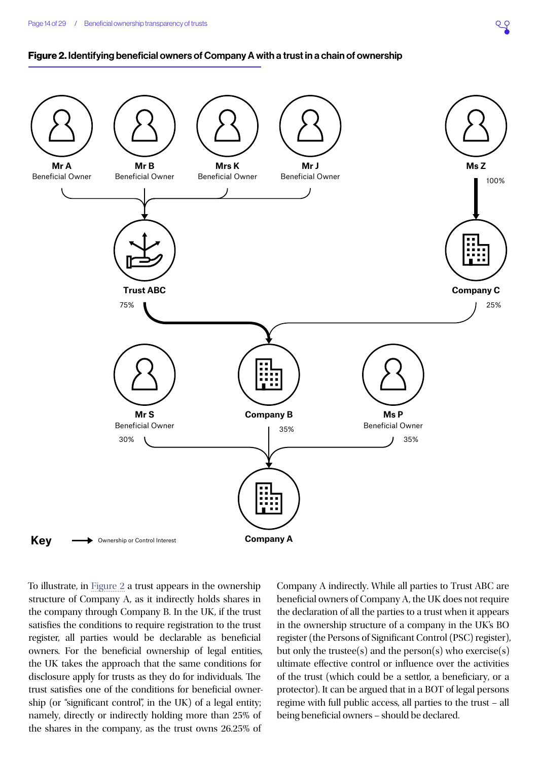**Figure 2. Identifying beneficial owners of Company A with a trust in a chain of ownership**

Mr A
Beneficial Owner

Mr B
Beneficial Owner

Mrs K
Beneficial Owner

Mr J
Beneficial Owner

Ms Z

100%

Trust ABC

Company C

75%

25%

Mr S
Beneficial Owner

Company B

Ms P
Beneficial Owner

30%

35%

35%

Company A

**Key** → Ownership or Control Interest

To illustrate, in Figure 2 a trust appears in the ownership structure of Company A, as it indirectly holds shares in the company through Company B. In the UK, if the trust satisfies the conditions to require registration to the trust register, all parties would be declarable as beneficial owners. For the beneficial ownership of legal entities, the UK takes the approach that the same conditions for disclosure apply for trusts as they do for individuals. The trust satisfies one of the conditions for beneficial ownership (or "significant control", in the UK) of a legal entity; namely, directly or indirectly holding more than 25% of the shares in the company, as the trust owns 26.25% of Company A indirectly. While all parties to Trust ABC are beneficial owners of Company A, the UK does not require the declaration of all the parties to a trust when it appears in the ownership structure of a company in the UK's BO register (the Persons of Significant Control (PSC) register), but only the trustee(s) and the person(s) who exercise(s) ultimate effective control or influence over the activities of the trust (which could be a settlor, a beneficiary, or a protector). It can be argued that in a BOT of legal persons regime with full public access, all parties to the trust – all being beneficial owners – should be declared.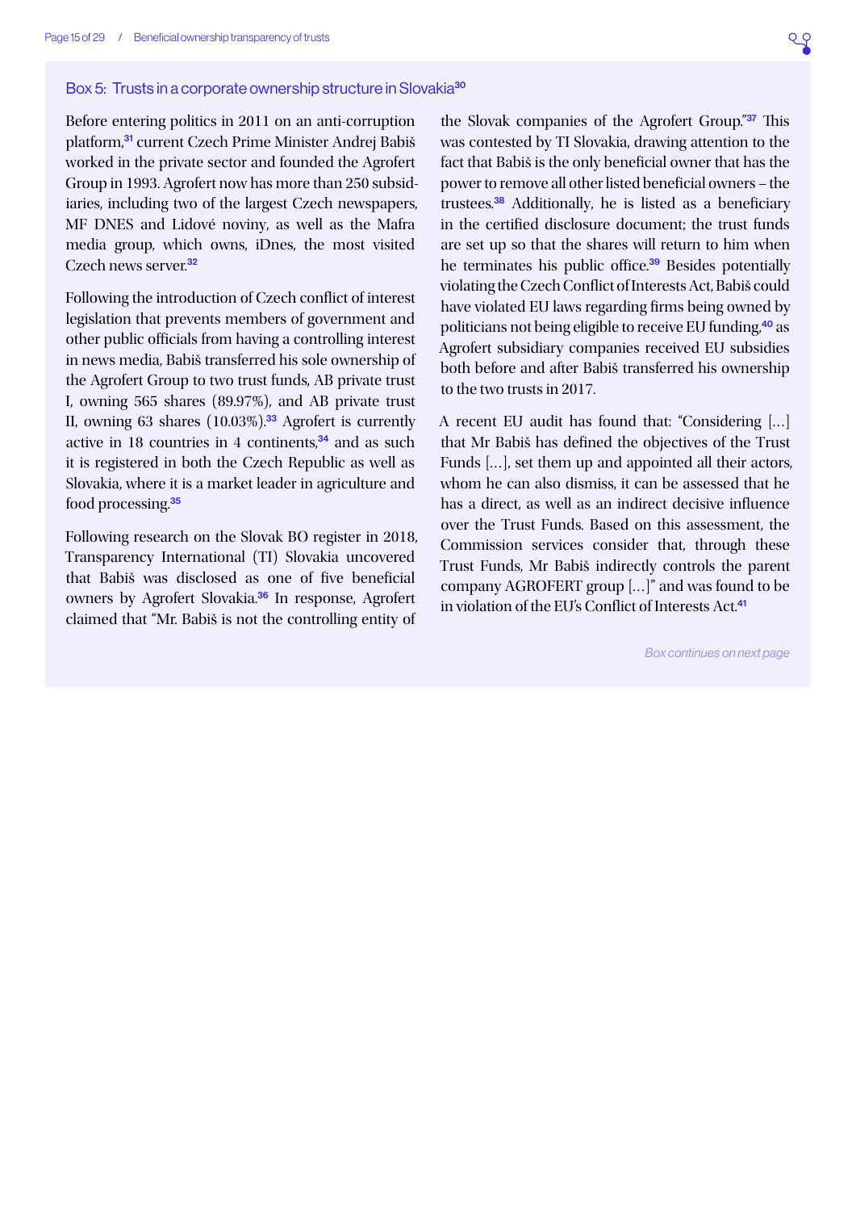### Box 5: Trusts in a corporate ownership structure in Slovakia[30]

Before entering politics in 2011 on an anti-corruption platform,[31] current Czech Prime Minister Andrej Babiš worked in the private sector and founded the Agrofert Group in 1993. Agrofert now has more than 250 subsidiaries, including two of the largest Czech newspapers, MF DNES and Lidové noviny, as well as the Mafra media group, which owns, iDnes, the most visited Czech news server.[32]

Following the introduction of Czech conflict of interest legislation that prevents members of government and other public officials from having a controlling interest in news media, Babiš transferred his sole ownership of the Agrofert Group to two trust funds, AB private trust I, owning 565 shares (89.97%), and AB private trust II, owning 63 shares (10.03%).[33] Agrofert is currently active in 18 countries in 4 continents,[34] and as such it is registered in both the Czech Republic as well as Slovakia, where it is a market leader in agriculture and food processing.[35]

Following research on the Slovak BO register in 2018, Transparency International (TI) Slovakia uncovered that Babiš was disclosed as one of five beneficial owners by Agrofert Slovakia.[36] In response, Agrofert claimed that "Mr. Babiš is not the controlling entity of the Slovak companies of the Agrofert Group."[37] This was contested by TI Slovakia, drawing attention to the fact that Babiš is the only beneficial owner that has the power to remove all other listed beneficial owners – the trustees.[38] Additionally, he is listed as a beneficiary in the certified disclosure document; the trust funds are set up so that the shares will return to him when he terminates his public office.[39] Besides potentially violating the Czech Conflict of Interests Act, Babiš could have violated EU laws regarding firms being owned by politicians not being eligible to receive EU funding,[40] as Agrofert subsidiary companies received EU subsidies both before and after Babiš transferred his ownership to the two trusts in 2017.

A recent EU audit has found that: "Considering […] that Mr Babiš has defined the objectives of the Trust Funds […], set them up and appointed all their actors, whom he can also dismiss, it can be assessed that he has a direct, as well as an indirect decisive influence over the Trust Funds. Based on this assessment, the Commission services consider that, through these Trust Funds, Mr Babiš indirectly controls the parent company AGROFERT group […]" and was found to be in violation of the EU's Conflict of Interests Act.[41]

*Box continues on next page*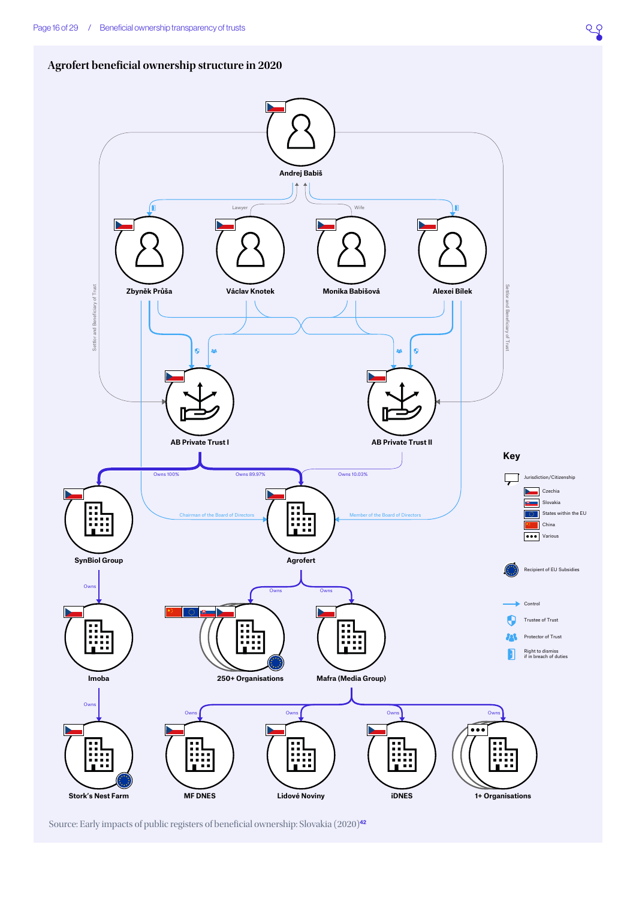## Agrofert beneficial ownership structure in 2020

Andrej Babiš

Lawyer

Wife

Zbyněk Průša

Václav Knotek

Monika Babišová

Alexei Bílek

Settlor and Beneficiary of Trust

Settlor and Beneficiary of Trust

AB Private Trust I

AB Private Trust II

Owns 100%

Owns 89.97%

Owns 10.03%

Chairman of the Board of Directors

Member of the Board of Directors

SynBiol Group

Agrofert

Owns

Owns

Owns

Imoba

250+ Organisations

Mafra (Media Group)

Owns

Owns

Owns

Owns

Owns

Stork's Nest Farm

MF DNES

Lidové Noviny

iDNES

1+ Organisations

**Key**

Jurisdiction/Citizenship

- Czechia
- Slovakia
- States within the EU
- China
- Various

Recipient of EU Subsidies

Control

Trustee of Trust

Protector of Trust

Right to dismiss if in breach of duties

Source: Early impacts of public registers of beneficial ownership: Slovakia (2020)[42]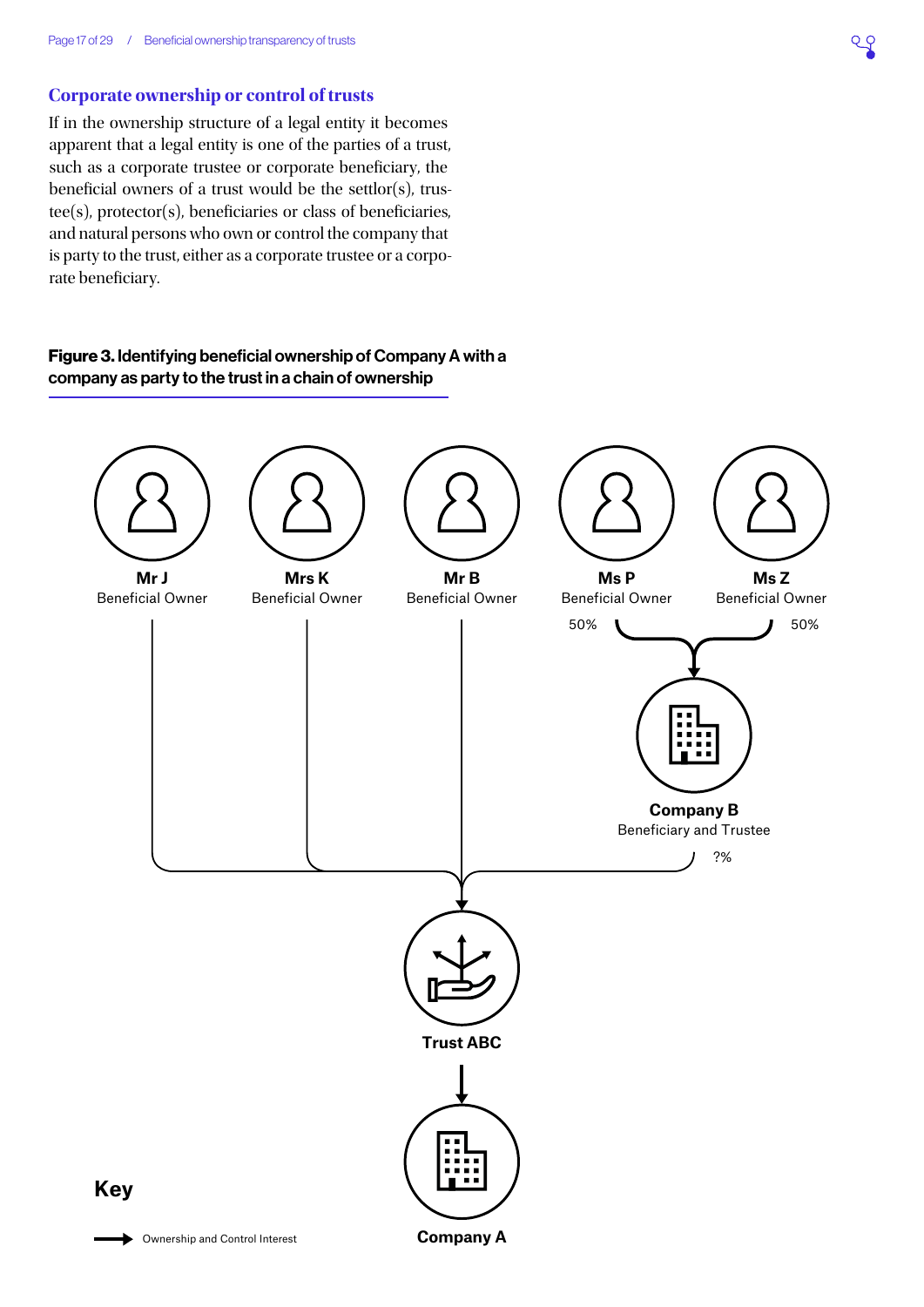## Corporate ownership or control of trusts

If in the ownership structure of a legal entity it becomes apparent that a legal entity is one of the parties of a trust, such as a corporate trustee or corporate beneficiary, the beneficial owners of a trust would be the settlor(s), trustee(s), protector(s), beneficiaries or class of beneficiaries, and natural persons who own or control the company that is party to the trust, either as a corporate trustee or a corporate beneficiary.

**Figure 3. Identifying beneficial ownership of Company A with a company as party to the trust in a chain of ownership**

Mr J
Beneficial Owner

Mrs K
Beneficial Owner

Mr B
Beneficial Owner

Ms P
Beneficial Owner

Ms Z
Beneficial Owner

50%

50%

**Company B**
Beneficiary and Trustee

?%

**Trust ABC**

**Company A**

**Key**

Ownership and Control Interest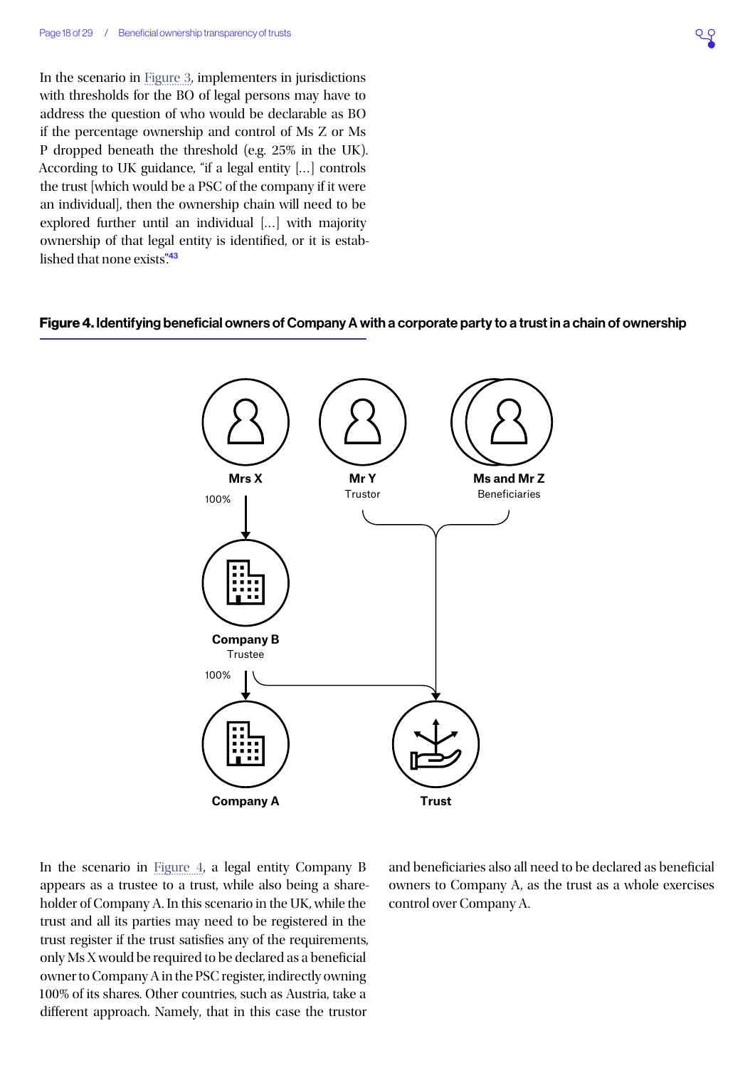In the scenario in Figure 3, implementers in jurisdictions with thresholds for the BO of legal persons may have to address the question of who would be declarable as BO if the percentage ownership and control of Ms Z or Ms P dropped beneath the threshold (e.g. 25% in the UK). According to UK guidance, "if a legal entity [...] controls the trust [which would be a PSC of the company if it were an individual], then the ownership chain will need to be explored further until an individual [...] with majority ownership of that legal entity is identified, or it is established that none exists".[43]

**Figure 4. Identifying beneficial owners of Company A with a corporate party to a trust in a chain of ownership**

Mrs X

Mr Y
Trustor

Ms and Mr Z
Beneficiaries

100%

Company B
Trustee

100%

Company A

Trust

In the scenario in Figure 4, a legal entity Company B appears as a trustee to a trust, while also being a shareholder of Company A. In this scenario in the UK, while the trust and all its parties may need to be registered in the trust register if the trust satisfies any of the requirements, only Ms X would be required to be declared as a beneficial owner to Company A in the PSC register, indirectly owning 100% of its shares. Other countries, such as Austria, take a different approach. Namely, that in this case the trustor and beneficiaries also all need to be declared as beneficial owners to Company A, as the trust as a whole exercises control over Company A.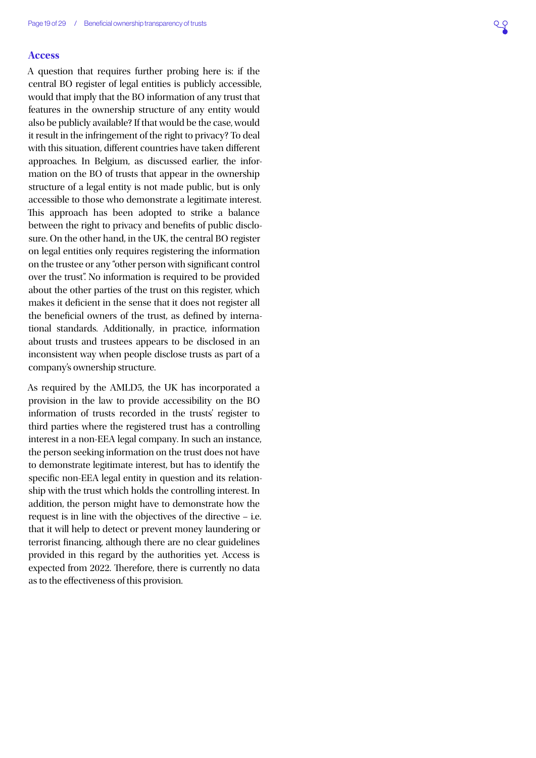## Access

A question that requires further probing here is: if the central BO register of legal entities is publicly accessible, would that imply that the BO information of any trust that features in the ownership structure of any entity would also be publicly available? If that would be the case, would it result in the infringement of the right to privacy? To deal with this situation, different countries have taken different approaches. In Belgium, as discussed earlier, the information on the BO of trusts that appear in the ownership structure of a legal entity is not made public, but is only accessible to those who demonstrate a legitimate interest. This approach has been adopted to strike a balance between the right to privacy and benefits of public disclosure. On the other hand, in the UK, the central BO register on legal entities only requires registering the information on the trustee or any "other person with significant control over the trust". No information is required to be provided about the other parties of the trust on this register, which makes it deficient in the sense that it does not register all the beneficial owners of the trust, as defined by international standards. Additionally, in practice, information about trusts and trustees appears to be disclosed in an inconsistent way when people disclose trusts as part of a company's ownership structure.

As required by the AMLD5, the UK has incorporated a provision in the law to provide accessibility on the BO information of trusts recorded in the trusts' register to third parties where the registered trust has a controlling interest in a non-EEA legal company. In such an instance, the person seeking information on the trust does not have to demonstrate legitimate interest, but has to identify the specific non-EEA legal entity in question and its relationship with the trust which holds the controlling interest. In addition, the person might have to demonstrate how the request is in line with the objectives of the directive – i.e. that it will help to detect or prevent money laundering or terrorist financing, although there are no clear guidelines provided in this regard by the authorities yet. Access is expected from 2022. Therefore, there is currently no data as to the effectiveness of this provision.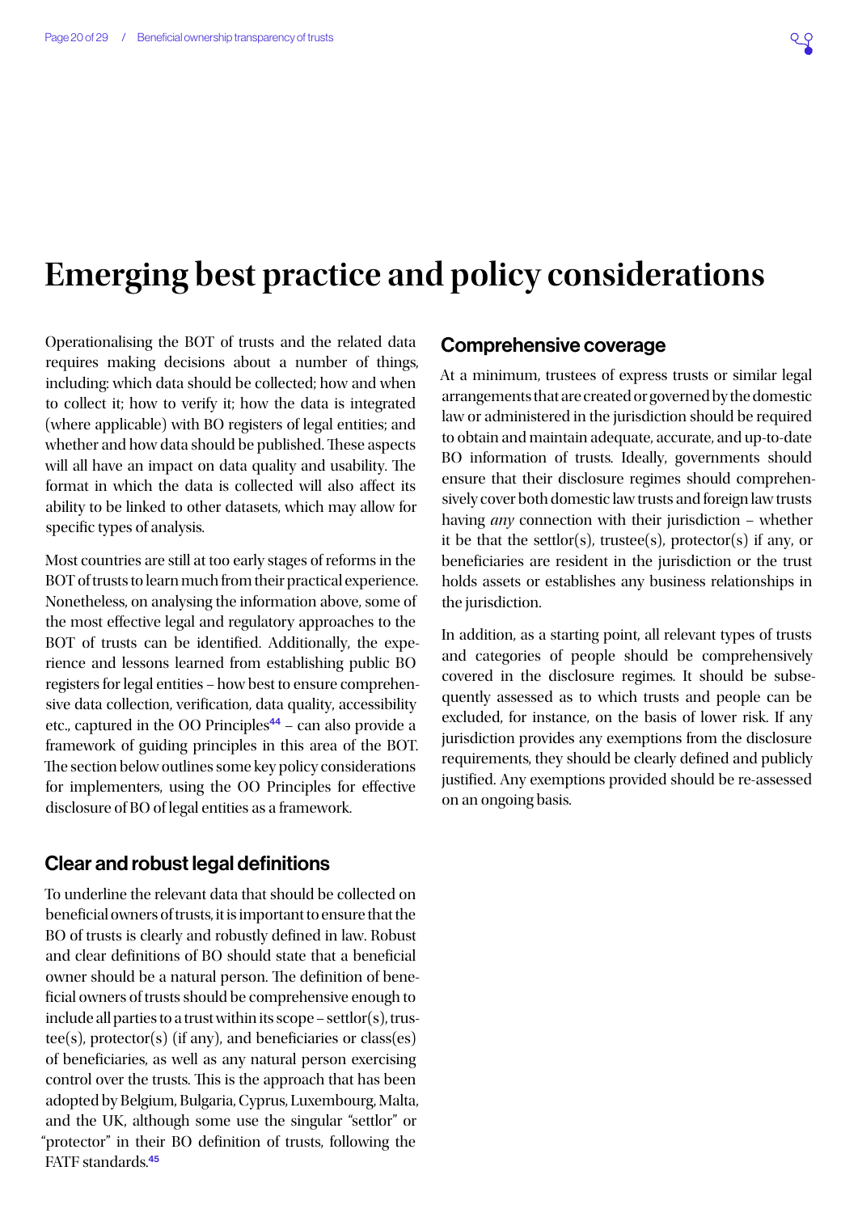# Emerging best practice and policy considerations

Operationalising the BOT of trusts and the related data requires making decisions about a number of things, including: which data should be collected; how and when to collect it; how to verify it; how the data is integrated (where applicable) with BO registers of legal entities; and whether and how data should be published. These aspects will all have an impact on data quality and usability. The format in which the data is collected will also affect its ability to be linked to other datasets, which may allow for specific types of analysis.

Most countries are still at too early stages of reforms in the BOT of trusts to learn much from their practical experience. Nonetheless, on analysing the information above, some of the most effective legal and regulatory approaches to the BOT of trusts can be identified. Additionally, the experience and lessons learned from establishing public BO registers for legal entities – how best to ensure comprehensive data collection, verification, data quality, accessibility etc., captured in the OO Principles[44] – can also provide a framework of guiding principles in this area of the BOT. The section below outlines some key policy considerations for implementers, using the OO Principles for effective disclosure of BO of legal entities as a framework.

## Clear and robust legal definitions

To underline the relevant data that should be collected on beneficial owners of trusts, it is important to ensure that the BO of trusts is clearly and robustly defined in law. Robust and clear definitions of BO should state that a beneficial owner should be a natural person. The definition of beneficial owners of trusts should be comprehensive enough to include all parties to a trust within its scope – settlor(s), trustee(s), protector(s) (if any), and beneficiaries or class(es) of beneficiaries, as well as any natural person exercising control over the trusts. This is the approach that has been adopted by Belgium, Bulgaria, Cyprus, Luxembourg, Malta, and the UK, although some use the singular "settlor" or "protector" in their BO definition of trusts, following the FATF standards.[45]

## Comprehensive coverage

At a minimum, trustees of express trusts or similar legal arrangements that are created or governed by the domestic law or administered in the jurisdiction should be required to obtain and maintain adequate, accurate, and up-to-date BO information of trusts. Ideally, governments should ensure that their disclosure regimes should comprehensively cover both domestic law trusts and foreign law trusts having *any* connection with their jurisdiction – whether it be that the settlor(s), trustee(s), protector(s) if any, or beneficiaries are resident in the jurisdiction or the trust holds assets or establishes any business relationships in the jurisdiction.

In addition, as a starting point, all relevant types of trusts and categories of people should be comprehensively covered in the disclosure regimes. It should be subsequently assessed as to which trusts and people can be excluded, for instance, on the basis of lower risk. If any jurisdiction provides any exemptions from the disclosure requirements, they should be clearly defined and publicly justified. Any exemptions provided should be re-assessed on an ongoing basis.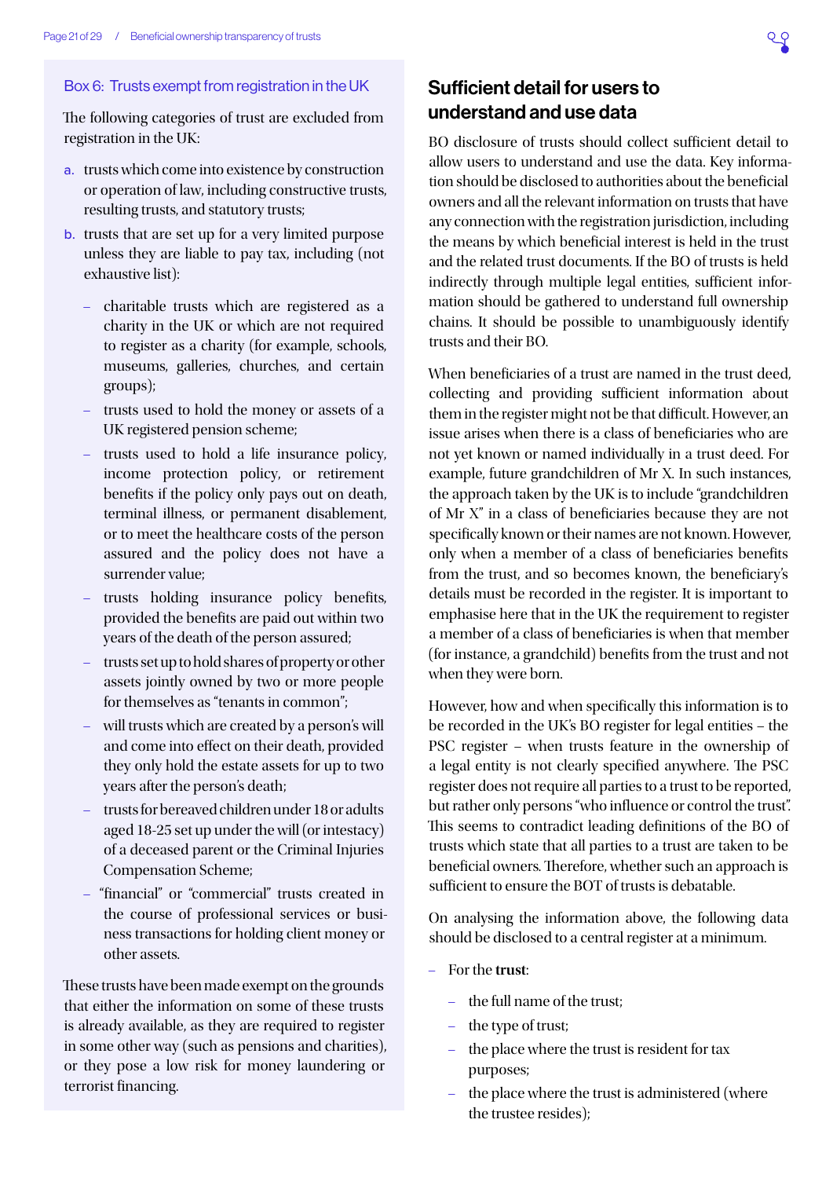### Box 6: Trusts exempt from registration in the UK

The following categories of trust are excluded from registration in the UK:

a. trusts which come into existence by construction or operation of law, including constructive trusts, resulting trusts, and statutory trusts;

b. trusts that are set up for a very limited purpose unless they are liable to pay tax, including (not exhaustive list):

   - charitable trusts which are registered as a charity in the UK or which are not required to register as a charity (for example, schools, museums, galleries, churches, and certain groups);
   - trusts used to hold the money or assets of a UK registered pension scheme;
   - trusts used to hold a life insurance policy, income protection policy, or retirement benefits if the policy only pays out on death, terminal illness, or permanent disablement, or to meet the healthcare costs of the person assured and the policy does not have a surrender value;
   - trusts holding insurance policy benefits, provided the benefits are paid out within two years of the death of the person assured;
   - trusts set up to hold shares of property or other assets jointly owned by two or more people for themselves as "tenants in common";
   - will trusts which are created by a person's will and come into effect on their death, provided they only hold the estate assets for up to two years after the person's death;
   - trusts for bereaved children under 18 or adults aged 18-25 set up under the will (or intestacy) of a deceased parent or the Criminal Injuries Compensation Scheme;
   - "financial" or "commercial" trusts created in the course of professional services or business transactions for holding client money or other assets.

These trusts have been made exempt on the grounds that either the information on some of these trusts is already available, as they are required to register in some other way (such as pensions and charities), or they pose a low risk for money laundering or terrorist financing.

## Sufficient detail for users to understand and use data

BO disclosure of trusts should collect sufficient detail to allow users to understand and use the data. Key information should be disclosed to authorities about the beneficial owners and all the relevant information on trusts that have any connection with the registration jurisdiction, including the means by which beneficial interest is held in the trust and the related trust documents. If the BO of trusts is held indirectly through multiple legal entities, sufficient information should be gathered to understand full ownership chains. It should be possible to unambiguously identify trusts and their BO.

When beneficiaries of a trust are named in the trust deed, collecting and providing sufficient information about them in the register might not be that difficult. However, an issue arises when there is a class of beneficiaries who are not yet known or named individually in a trust deed. For example, future grandchildren of Mr X. In such instances, the approach taken by the UK is to include "grandchildren of Mr X" in a class of beneficiaries because they are not specifically known or their names are not known. However, only when a member of a class of beneficiaries benefits from the trust, and so becomes known, the beneficiary's details must be recorded in the register. It is important to emphasise here that in the UK the requirement to register a member of a class of beneficiaries is when that member (for instance, a grandchild) benefits from the trust and not when they were born.

However, how and when specifically this information is to be recorded in the UK's BO register for legal entities – the PSC register – when trusts feature in the ownership of a legal entity is not clearly specified anywhere. The PSC register does not require all parties to a trust to be reported, but rather only persons "who influence or control the trust". This seems to contradict leading definitions of the BO of trusts which state that all parties to a trust are taken to be beneficial owners. Therefore, whether such an approach is sufficient to ensure the BOT of trusts is debatable.

On analysing the information above, the following data should be disclosed to a central register at a minimum.

- For the **trust**:
  - the full name of the trust;
  - the type of trust;
  - the place where the trust is resident for tax purposes;
  - the place where the trust is administered (where the trustee resides);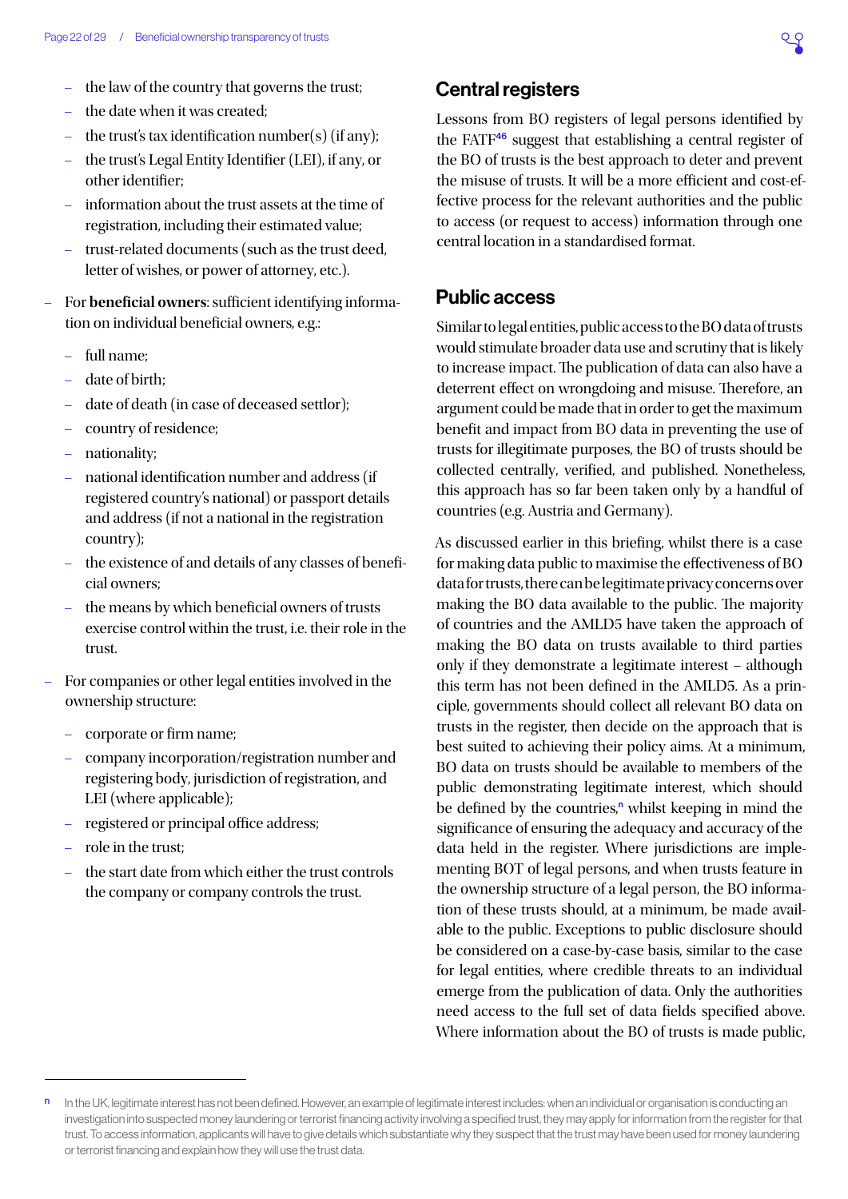- the law of the country that governs the trust;
  - the date when it was created;
  - the trust's tax identification number(s) (if any);
  - the trust's Legal Entity Identifier (LEI), if any, or other identifier;
  - information about the trust assets at the time of registration, including their estimated value;
  - trust-related documents (such as the trust deed, letter of wishes, or power of attorney, etc.).
- For **beneficial owners**: sufficient identifying information on individual beneficial owners, e.g.:
  - full name;
  - date of birth;
  - date of death (in case of deceased settlor);
  - country of residence;
  - nationality;
  - national identification number and address (if registered country's national) or passport details and address (if not a national in the registration country);
  - the existence of and details of any classes of beneficial owners;
  - the means by which beneficial owners of trusts exercise control within the trust, i.e. their role in the trust.
- For companies or other legal entities involved in the ownership structure:
  - corporate or firm name;
  - company incorporation/registration number and registering body, jurisdiction of registration, and LEI (where applicable);
  - registered or principal office address;
  - role in the trust;
  - the start date from which either the trust controls the company or company controls the trust.

## Central registers

Lessons from BO registers of legal persons identified by the FATF[46] suggest that establishing a central register of the BO of trusts is the best approach to deter and prevent the misuse of trusts. It will be a more efficient and cost-effective process for the relevant authorities and the public to access (or request to access) information through one central location in a standardised format.

## Public access

Similar to legal entities, public access to the BO data of trusts would stimulate broader data use and scrutiny that is likely to increase impact. The publication of data can also have a deterrent effect on wrongdoing and misuse. Therefore, an argument could be made that in order to get the maximum benefit and impact from BO data in preventing the use of trusts for illegitimate purposes, the BO of trusts should be collected centrally, verified, and published. Nonetheless, this approach has so far been taken only by a handful of countries (e.g. Austria and Germany).

As discussed earlier in this briefing, whilst there is a case for making data public to maximise the effectiveness of BO data for trusts, there can be legitimate privacy concerns over making the BO data available to the public. The majority of countries and the AMLD5 have taken the approach of making the BO data on trusts available to third parties only if they demonstrate a legitimate interest – although this term has not been defined in the AMLD5. As a principle, governments should collect all relevant BO data on trusts in the register, then decide on the approach that is best suited to achieving their policy aims. At a minimum, BO data on trusts should be available to members of the public demonstrating legitimate interest, which should be defined by the countries,[n] whilst keeping in mind the significance of ensuring the adequacy and accuracy of the data held in the register. Where jurisdictions are implementing BOT of legal persons, and when trusts feature in the ownership structure of a legal person, the BO information of these trusts should, at a minimum, be made available to the public. Exceptions to public disclosure should be considered on a case-by-case basis, similar to the case for legal entities, where credible threats to an individual emerge from the publication of data. Only the authorities need access to the full set of data fields specified above. Where information about the BO of trusts is made public,

[n] In the UK, legitimate interest has not been defined. However, an example of legitimate interest includes: when an individual or organisation is conducting an investigation into suspected money laundering or terrorist financing activity involving a specified trust, they may apply for information from the register for that trust. To access information, applicants will have to give details which substantiate why they suspect that the trust may have been used for money laundering or terrorist financing and explain how they will use the trust data.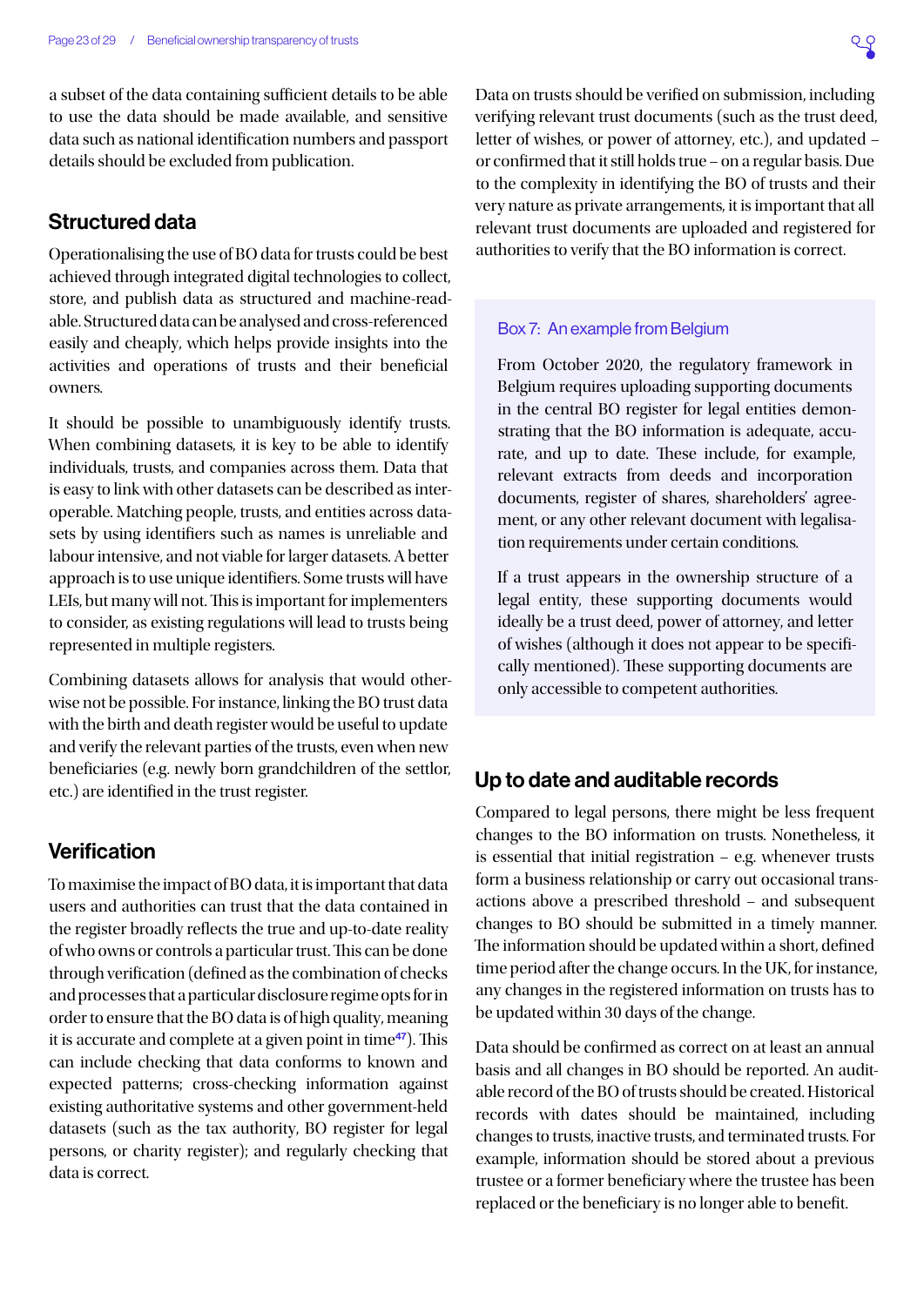a subset of the data containing sufficient details to be able to use the data should be made available, and sensitive data such as national identification numbers and passport details should be excluded from publication.

## Structured data

Operationalising the use of BO data for trusts could be best achieved through integrated digital technologies to collect, store, and publish data as structured and machine-readable. Structured data can be analysed and cross-referenced easily and cheaply, which helps provide insights into the activities and operations of trusts and their beneficial owners.

It should be possible to unambiguously identify trusts. When combining datasets, it is key to be able to identify individuals, trusts, and companies across them. Data that is easy to link with other datasets can be described as interoperable. Matching people, trusts, and entities across datasets by using identifiers such as names is unreliable and labour intensive, and not viable for larger datasets. A better approach is to use unique identifiers. Some trusts will have LEIs, but many will not. This is important for implementers to consider, as existing regulations will lead to trusts being represented in multiple registers.

Combining datasets allows for analysis that would otherwise not be possible. For instance, linking the BO trust data with the birth and death register would be useful to update and verify the relevant parties of the trusts, even when new beneficiaries (e.g. newly born grandchildren of the settlor, etc.) are identified in the trust register.

## Verification

To maximise the impact of BO data, it is important that data users and authorities can trust that the data contained in the register broadly reflects the true and up-to-date reality of who owns or controls a particular trust. This can be done through verification (defined as the combination of checks and processes that a particular disclosure regime opts for in order to ensure that the BO data is of high quality, meaning it is accurate and complete at a given point in time[47]). This can include checking that data conforms to known and expected patterns; cross-checking information against existing authoritative systems and other government-held datasets (such as the tax authority, BO register for legal persons, or charity register); and regularly checking that data is correct.

Data on trusts should be verified on submission, including verifying relevant trust documents (such as the trust deed, letter of wishes, or power of attorney, etc.), and updated – or confirmed that it still holds true – on a regular basis. Due to the complexity in identifying the BO of trusts and their very nature as private arrangements, it is important that all relevant trust documents are uploaded and registered for authorities to verify that the BO information is correct.

### Box 7: An example from Belgium

From October 2020, the regulatory framework in Belgium requires uploading supporting documents in the central BO register for legal entities demonstrating that the BO information is adequate, accurate, and up to date. These include, for example, relevant extracts from deeds and incorporation documents, register of shares, shareholders' agreement, or any other relevant document with legalisation requirements under certain conditions.

If a trust appears in the ownership structure of a legal entity, these supporting documents would ideally be a trust deed, power of attorney, and letter of wishes (although it does not appear to be specifically mentioned). These supporting documents are only accessible to competent authorities.

## Up to date and auditable records

Compared to legal persons, there might be less frequent changes to the BO information on trusts. Nonetheless, it is essential that initial registration – e.g. whenever trusts form a business relationship or carry out occasional transactions above a prescribed threshold – and subsequent changes to BO should be submitted in a timely manner. The information should be updated within a short, defined time period after the change occurs. In the UK, for instance, any changes in the registered information on trusts has to be updated within 30 days of the change.

Data should be confirmed as correct on at least an annual basis and all changes in BO should be reported. An auditable record of the BO of trusts should be created. Historical records with dates should be maintained, including changes to trusts, inactive trusts, and terminated trusts. For example, information should be stored about a previous trustee or a former beneficiary where the trustee has been replaced or the beneficiary is no longer able to benefit.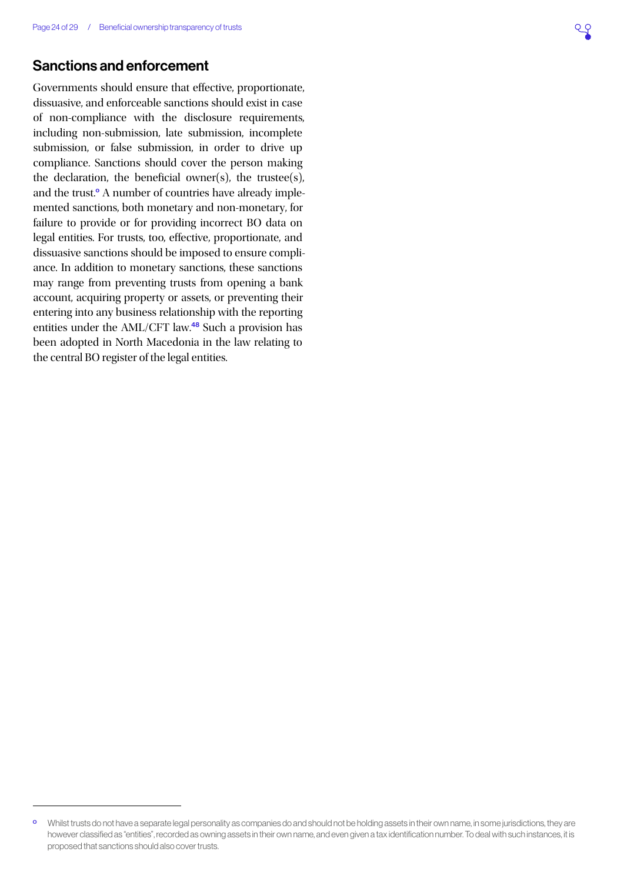## Sanctions and enforcement

Governments should ensure that effective, proportionate, dissuasive, and enforceable sanctions should exist in case of non-compliance with the disclosure requirements, including non-submission, late submission, incomplete submission, or false submission, in order to drive up compliance. Sanctions should cover the person making the declaration, the beneficial owner(s), the trustee(s), and the trust.[o] A number of countries have already implemented sanctions, both monetary and non-monetary, for failure to provide or for providing incorrect BO data on legal entities. For trusts, too, effective, proportionate, and dissuasive sanctions should be imposed to ensure compliance. In addition to monetary sanctions, these sanctions may range from preventing trusts from opening a bank account, acquiring property or assets, or preventing their entering into any business relationship with the reporting entities under the AML/CFT law.[48] Such a provision has been adopted in North Macedonia in the law relating to the central BO register of the legal entities.

---

[o] Whilst trusts do not have a separate legal personality as companies do and should not be holding assets in their own name, in some jurisdictions, they are however classified as "entities", recorded as owning assets in their own name, and even given a tax identification number. To deal with such instances, it is proposed that sanctions should also cover trusts.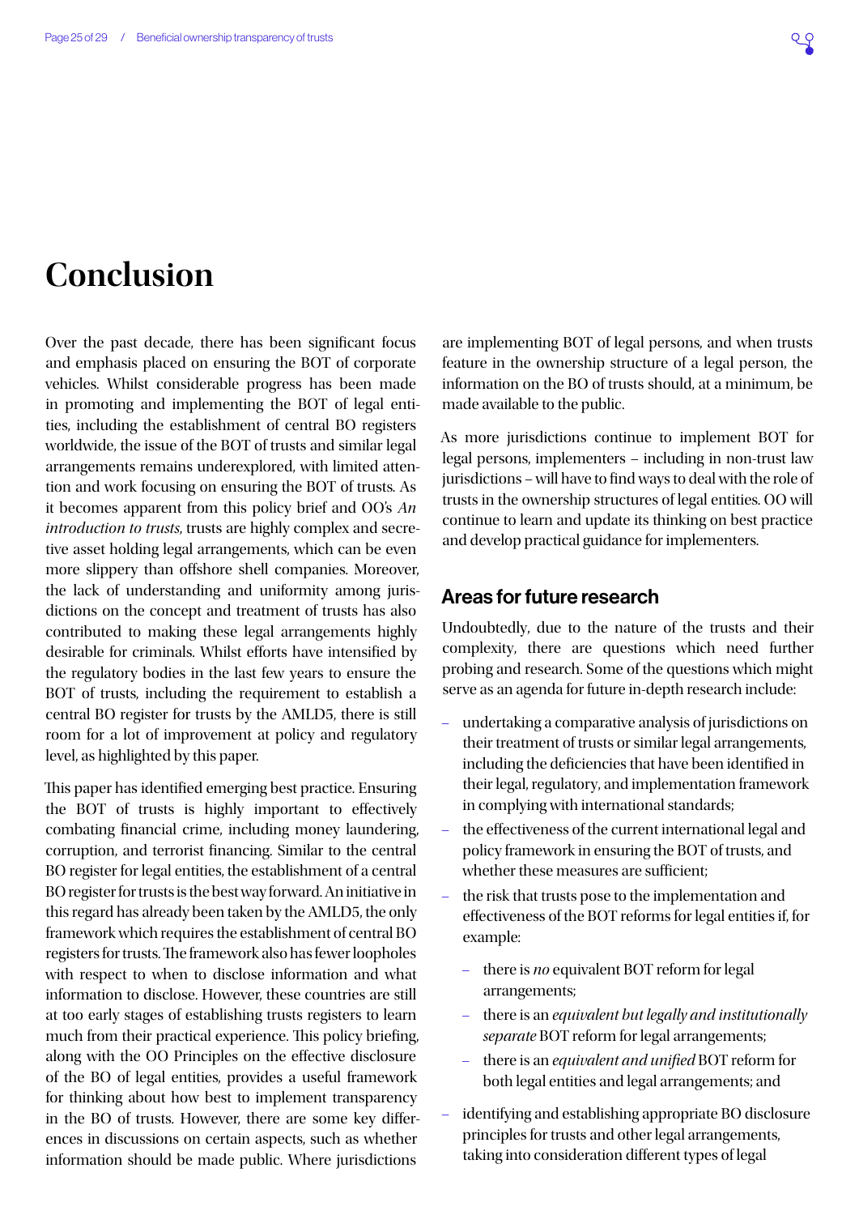# Conclusion

Over the past decade, there has been significant focus and emphasis placed on ensuring the BOT of corporate vehicles. Whilst considerable progress has been made in promoting and implementing the BOT of legal entities, including the establishment of central BO registers worldwide, the issue of the BOT of trusts and similar legal arrangements remains underexplored, with limited attention and work focusing on ensuring the BOT of trusts. As it becomes apparent from this policy brief and OO's *An introduction to trusts*, trusts are highly complex and secretive asset holding legal arrangements, which can be even more slippery than offshore shell companies. Moreover, the lack of understanding and uniformity among jurisdictions on the concept and treatment of trusts has also contributed to making these legal arrangements highly desirable for criminals. Whilst efforts have intensified by the regulatory bodies in the last few years to ensure the BOT of trusts, including the requirement to establish a central BO register for trusts by the AMLD5, there is still room for a lot of improvement at policy and regulatory level, as highlighted by this paper.

This paper has identified emerging best practice. Ensuring the BOT of trusts is highly important to effectively combating financial crime, including money laundering, corruption, and terrorist financing. Similar to the central BO register for legal entities, the establishment of a central BO register for trusts is the best way forward. An initiative in this regard has already been taken by the AMLD5, the only framework which requires the establishment of central BO registers for trusts. The framework also has fewer loopholes with respect to when to disclose information and what information to disclose. However, these countries are still at too early stages of establishing trusts registers to learn much from their practical experience. This policy briefing, along with the OO Principles on the effective disclosure of the BO of legal entities, provides a useful framework for thinking about how best to implement transparency in the BO of trusts. However, there are some key differences in discussions on certain aspects, such as whether information should be made public. Where jurisdictions are implementing BOT of legal persons, and when trusts feature in the ownership structure of a legal person, the information on the BO of trusts should, at a minimum, be made available to the public.

As more jurisdictions continue to implement BOT for legal persons, implementers – including in non-trust law jurisdictions – will have to find ways to deal with the role of trusts in the ownership structures of legal entities. OO will continue to learn and update its thinking on best practice and develop practical guidance for implementers.

## Areas for future research

Undoubtedly, due to the nature of the trusts and their complexity, there are questions which need further probing and research. Some of the questions which might serve as an agenda for future in-depth research include:

- undertaking a comparative analysis of jurisdictions on their treatment of trusts or similar legal arrangements, including the deficiencies that have been identified in their legal, regulatory, and implementation framework in complying with international standards;
- the effectiveness of the current international legal and policy framework in ensuring the BOT of trusts, and whether these measures are sufficient;
- the risk that trusts pose to the implementation and effectiveness of the BOT reforms for legal entities if, for example:
  - there is *no* equivalent BOT reform for legal arrangements;
  - there is an *equivalent but legally and institutionally separate* BOT reform for legal arrangements;
  - there is an *equivalent and unified* BOT reform for both legal entities and legal arrangements; and
- identifying and establishing appropriate BO disclosure principles for trusts and other legal arrangements, taking into consideration different types of legal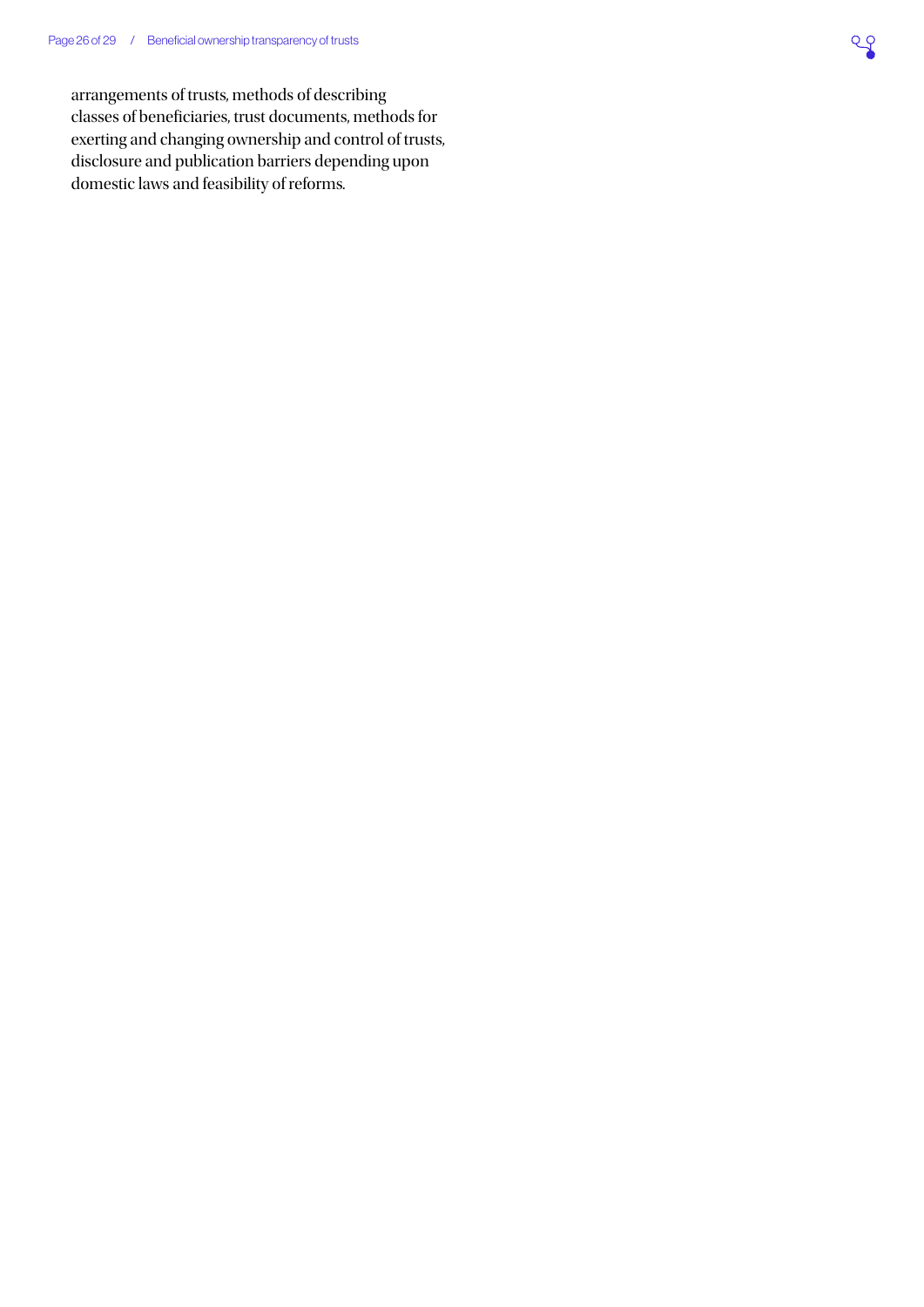arrangements of trusts, methods of describing classes of beneficiaries, trust documents, methods for exerting and changing ownership and control of trusts, disclosure and publication barriers depending upon domestic laws and feasibility of reforms.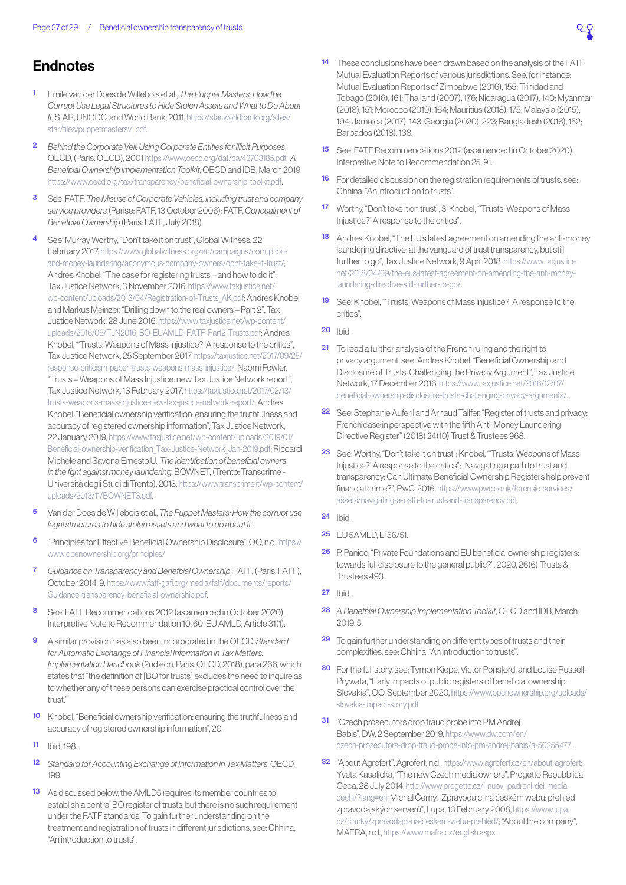## Endnotes

1. Emile van der Does de Willebois et al., *The Puppet Masters: How the Corrupt Use Legal Structures to Hide Stolen Assets and What to Do About It*, StAR, UNODC, and World Bank, 2011, https://star.worldbank.org/sites/star/files/puppetmastersv1.pdf.

2. *Behind the Corporate Veil: Using Corporate Entities for Illicit Purposes*, OECD, (Paris: OECD), 2001 https://www.oecd.org/daf/ca/43703185.pdf; *A Benefcial Ownership Implementation Toolkit*, OECD and IDB, March 2019, https://www.oecd.org/tax/transparency/beneficial-ownership-toolkit.pdf.

3. See: FATF, *The Misuse of Corporate Vehicles, including trust and company service providers* (Parise: FATF, 13 October 2006); FATF, *Concealment of Benefcial Ownership* (Paris: FATF, July 2018).

4. See: Murray Worthy, "Don't take it on trust", Global Witness, 22 February 2017, https://www.globalwitness.org/en/campaigns/corruption-and-money-laundering/anonymous-company-owners/dont-take-it-trust/; Andres Knobel, "The case for registering trusts – and how to do it", Tax Justice Network, 3 November 2016, https://www.taxjustice.net/wp-content/uploads/2013/04/Registration-of-Trusts_AK.pdf; Andres Knobel and Markus Meinzer, "Drilling down to the real owners – Part 2", Tax Justice Network, 28 June 2016, https://www.taxjustice.net/wp-content/uploads/2016/06/TJN2016_BO-EUAMLD-FATF-Part2-Trusts.pdf; Andres Knobel, "'Trusts: Weapons of Mass Injustice?' A response to the critics", Tax Justice Network, 25 September 2017, https://taxjustice.net/2017/09/25/response-criticism-paper-trusts-weapons-mass-injustice/; Naomi Fowler, "Trusts – Weapons of Mass Injustice: new Tax Justice Network report", Tax Justice Network, 13 February 2017, https://taxjustice.net/2017/02/13/trusts-weapons-mass-injustice-new-tax-justice-network-report/; Andres Knobel, "Beneficial ownership verification: ensuring the truthfulness and accuracy of registered ownership information", Tax Justice Network, 22 January 2019, https://www.taxjustice.net/wp-content/uploads/2019/01/Beneficial-ownership-verification_Tax-Justice-Network_Jan-2019.pdf; Riccardi Michele and Savona Ernesto U., *The identifcation of benefcial owners in the fght against money laundering*, BOWNET, (Trento: Transcrime - Università degli Studi di Trento), 2013, https://www.transcrime.it/wp-content/uploads/2013/11/BOWNET3.pdf.

5. Van der Does de Willebois et al., *The Puppet Masters: How the corrupt use legal structures to hide stolen assets and what to do about it.*

6. "Principles for Effective Beneficial Ownership Disclosure", OO, n.d., https://www.openownership.org/principles/

7. *Guidance on Transparency and Benefcial Ownership*, FATF, (Paris: FATF), October 2014, 9, https://www.fatf-gafi.org/media/fatf/documents/reports/Guidance-transparency-beneficial-ownership.pdf.

8. See: FATF Recommendations 2012 (as amended in October 2020), Interpretive Note to Recommendation 10, 60; EU AMLD, Article 31(1).

9. A similar provision has also been incorporated in the OECD, *Standard for Automatic Exchange of Financial Information in Tax Matters: Implementation Handbook* (2nd edn, Paris: OECD, 2018), para 266, which states that "the definition of [BO for trusts] excludes the need to inquire as to whether any of these persons can exercise practical control over the trust."

10. Knobel, "Beneficial ownership verification: ensuring the truthfulness and accuracy of registered ownership information", 20.

11. Ibid, 198.

12. *Standard for Accounting Exchange of Information in Tax Matters*, OECD, 199.

13. As discussed below, the AMLD5 requires its member countries to establish a central BO register of trusts, but there is no such requirement under the FATF standards. To gain further understanding on the treatment and registration of trusts in different jurisdictions, see: Chhina, "An introduction to trusts".

14. These conclusions have been drawn based on the analysis of the FATF Mutual Evaluation Reports of various jurisdictions. See, for instance: Mutual Evaluation Reports of Zimbabwe (2016), 155; Trinidad and Tobago (2016), 161; Thailand (2007), 176; Nicaragua (2017), 140; Myanmar (2018), 151; Morocco (2019), 164; Mauritius (2018), 175; Malaysia (2015), 194; Jamaica (2017), 143; Georgia (2020), 223; Bangladesh (2016), 152; Barbados (2018), 138.

15. See: FATF Recommendations 2012 (as amended in October 2020), Interpretive Note to Recommendation 25, 91.

16. For detailed discussion on the registration requirements of trusts, see: Chhina, "An introduction to trusts".

17. Worthy, "Don't take it on trust", 3; Knobel, "'Trusts: Weapons of Mass Injustice?' A response to the critics".

18. Andres Knobel, "The EU's latest agreement on amending the anti-money laundering directive: at the vanguard of trust transparency, but still further to go", Tax Justice Network, 9 April 2018, https://www.taxjustice.net/2018/04/09/the-eus-latest-agreement-on-amending-the-anti-money-laundering-directive-still-further-to-go/.

19. See: Knobel, "'Trusts: Weapons of Mass Injustice?' A response to the critics".

20. Ibid.

21. To read a further analysis of the French ruling and the right to privacy argument, see: Andres Knobel, "Beneficial Ownership and Disclosure of Trusts: Challenging the Privacy Argument", Tax Justice Network, 17 December 2016, https://www.taxjustice.net/2016/12/07/beneficial-ownership-disclosure-trusts-challenging-privacy-arguments/.

22. See: Stephanie Auferil and Arnaud Tailfer, "Register of trusts and privacy: French case in perspective with the fifth Anti-Money Laundering Directive Register" (2018) 24(10) Trust & Trustees 968.

23. See: Worthy, "Don't take it on trust"; Knobel, "'Trusts: Weapons of Mass Injustice?' A response to the critics"; "Navigating a path to trust and transparency: Can Ultimate Beneficial Ownership Registers help prevent financial crime?", PwC, 2016, https://www.pwc.co.uk/forensic-services/assets/navigating-a-path-to-trust-and-transparency.pdf.

24. Ibid.

25. EU 5AMLD, L156/51.

26. P. Panico, "Private Foundations and EU beneficial ownership registers: towards full disclosure to the general public?", 2020, 26(6) Trusts & Trustees 493.

27. Ibid.

28. *A Benefcial Ownership Implementation Toolkit*, OECD and IDB, March 2019, 5.

29. To gain further understanding on different types of trusts and their complexities, see: Chhina, "An introduction to trusts".

30. For the full story, see: Tymon Kiepe, Victor Ponsford, and Louise Russell-Prywata, "Early impacts of public registers of beneficial ownership: Slovakia", OO, September 2020, https://www.openownership.org/uploads/slovakia-impact-story.pdf.

31. "Czech prosecutors drop fraud probe into PM Andrej Babis", DW, 2 September 2019, https://www.dw.com/en/czech-prosecutors-drop-fraud-probe-into-pm-andrej-babis/a-50255477.

32. "About Agrofert", Agrofert, n.d., https://www.agrofert.cz/en/about-agrofert; Yveta Kasalická, "The new Czech media owners", Progetto Repubblica Ceca, 28 July 2014, http://www.progetto.cz/i-nuovi-padroni-dei-media-cechi/?lang=en; Michal Černý, "Zpravodajci na českém webu: přehled zpravodajských serverů", Lupa, 13 February 2008, https://www.lupa.cz/clanky/zpravodajci-na-ceskem-webu-prehled/; "About the company", MAFRA, n.d., https://www.mafra.cz/english.aspx.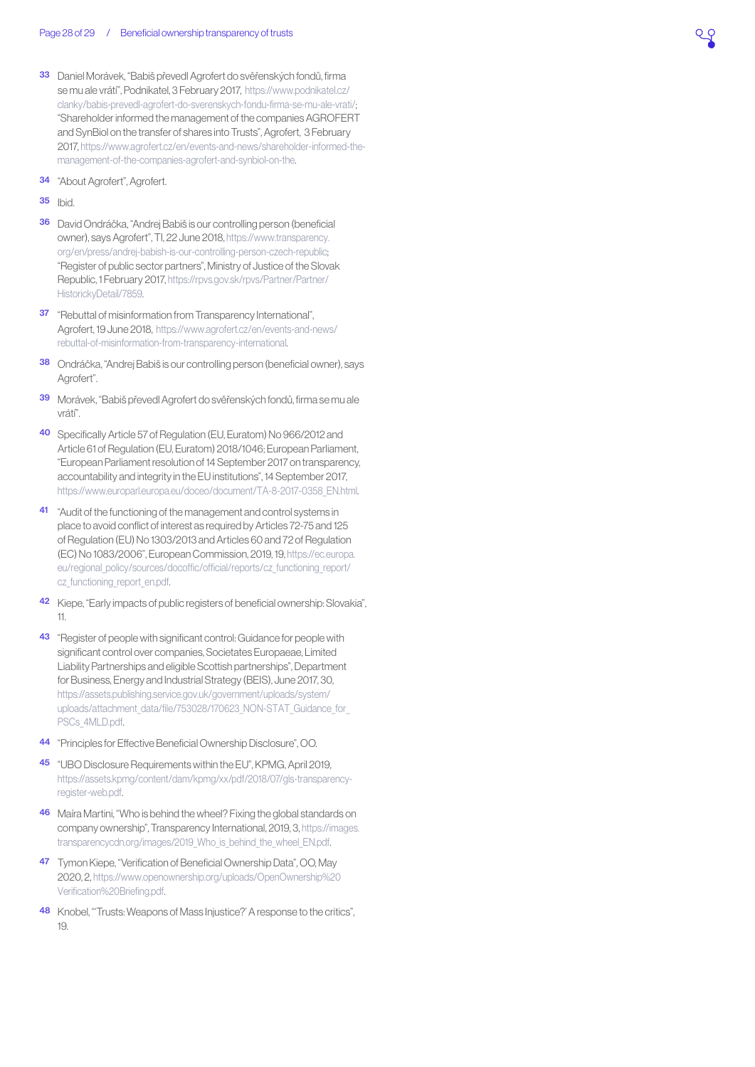33 Daniel Morávek, "Babiš převedl Agrofert do svěřenských fondů, firma se mu ale vrátí", Podnikatel, 3 February 2017, https://www.podnikatel.cz/clanky/babis-prevedl-agrofert-do-sverenskych-fondu-firma-se-mu-ale-vrati/; "Shareholder informed the management of the companies AGROFERT and SynBiol on the transfer of shares into Trusts", Agrofert, 3 February 2017, https://www.agrofert.cz/en/events-and-news/shareholder-informed-the-management-of-the-companies-agrofert-and-synbiol-on-the.

34 "About Agrofert", Agrofert.

35 Ibid.

36 David Ondráčka, "Andrej Babiš is our controlling person (beneficial owner), says Agrofert", TI, 22 June 2018, https://www.transparency.org/en/press/andrej-babish-is-our-controlling-person-czech-republic; "Register of public sector partners", Ministry of Justice of the Slovak Republic, 1 February 2017, https://rpvs.gov.sk/rpvs/Partner/Partner/HistorickyDetail/7859.

37 "Rebuttal of misinformation from Transparency International", Agrofert, 19 June 2018, https://www.agrofert.cz/en/events-and-news/rebuttal-of-misinformation-from-transparency-international.

38 Ondráčka, "Andrej Babiš is our controlling person (beneficial owner), says Agrofert".

39 Morávek, "Babiš převedl Agrofert do svěřenských fondů, firma se mu ale vrátí".

40 Specifically Article 57 of Regulation (EU, Euratom) No 966/2012 and Article 61 of Regulation (EU, Euratom) 2018/1046; European Parliament, "European Parliament resolution of 14 September 2017 on transparency, accountability and integrity in the EU institutions", 14 September 2017, https://www.europarl.europa.eu/doceo/document/TA-8-2017-0358_EN.html.

41 "Audit of the functioning of the management and control systems in place to avoid conflict of interest as required by Articles 72-75 and 125 of Regulation (EU) No 1303/2013 and Articles 60 and 72 of Regulation (EC) No 1083/2006", European Commission, 2019, 19, https://ec.europa.eu/regional_policy/sources/docoffic/official/reports/cz_functioning_report/cz_functioning_report_en.pdf.

42 Kiepe, "Early impacts of public registers of beneficial ownership: Slovakia", 11.

43 "Register of people with significant control: Guidance for people with significant control over companies, Societates Europaeae, Limited Liability Partnerships and eligible Scottish partnerships", Department for Business, Energy and Industrial Strategy (BEIS), June 2017, 30, https://assets.publishing.service.gov.uk/government/uploads/system/uploads/attachment_data/file/753028/170623_NON-STAT_Guidance_for_PSCs_4MLD.pdf.

44 "Principles for Effective Beneficial Ownership Disclosure", OO.

45 "UBO Disclosure Requirements within the EU", KPMG, April 2019, https://assets.kpmg/content/dam/kpmg/xx/pdf/2018/07/gls-transparency-register-web.pdf.

46 Maíra Martini, "Who is behind the wheel? Fixing the global standards on company ownership", Transparency International, 2019, 3, https://images.transparencycdn.org/images/2019_Who_is_behind_the_wheel_EN.pdf.

47 Tymon Kiepe, "Verification of Beneficial Ownership Data", OO, May 2020, 2, https://www.openownership.org/uploads/OpenOwnership%20Verification%20Briefing.pdf.

48 Knobel, "'Trusts: Weapons of Mass Injustice?' A response to the critics", 19.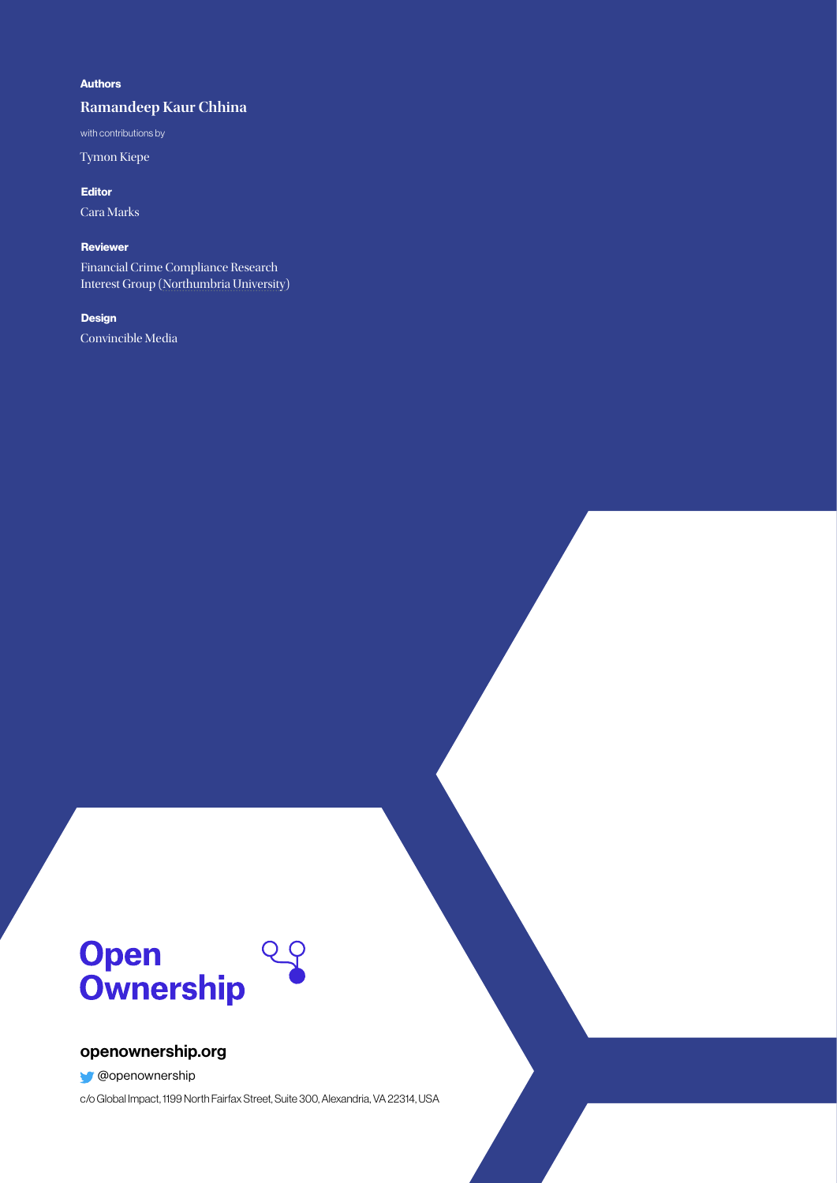**Authors**

Ramandeep Kaur Chhina

with contributions by

Tymon Kiepe

**Editor**

Cara Marks

**Reviewer**

Financial Crime Compliance Research Interest Group (Northumbria University)

**Design**

Convincible Media

**Open Ownership**

**openownership.org**

@openownership

c/o Global Impact, 1199 North Fairfax Street, Suite 300, Alexandria, VA 22314, USA